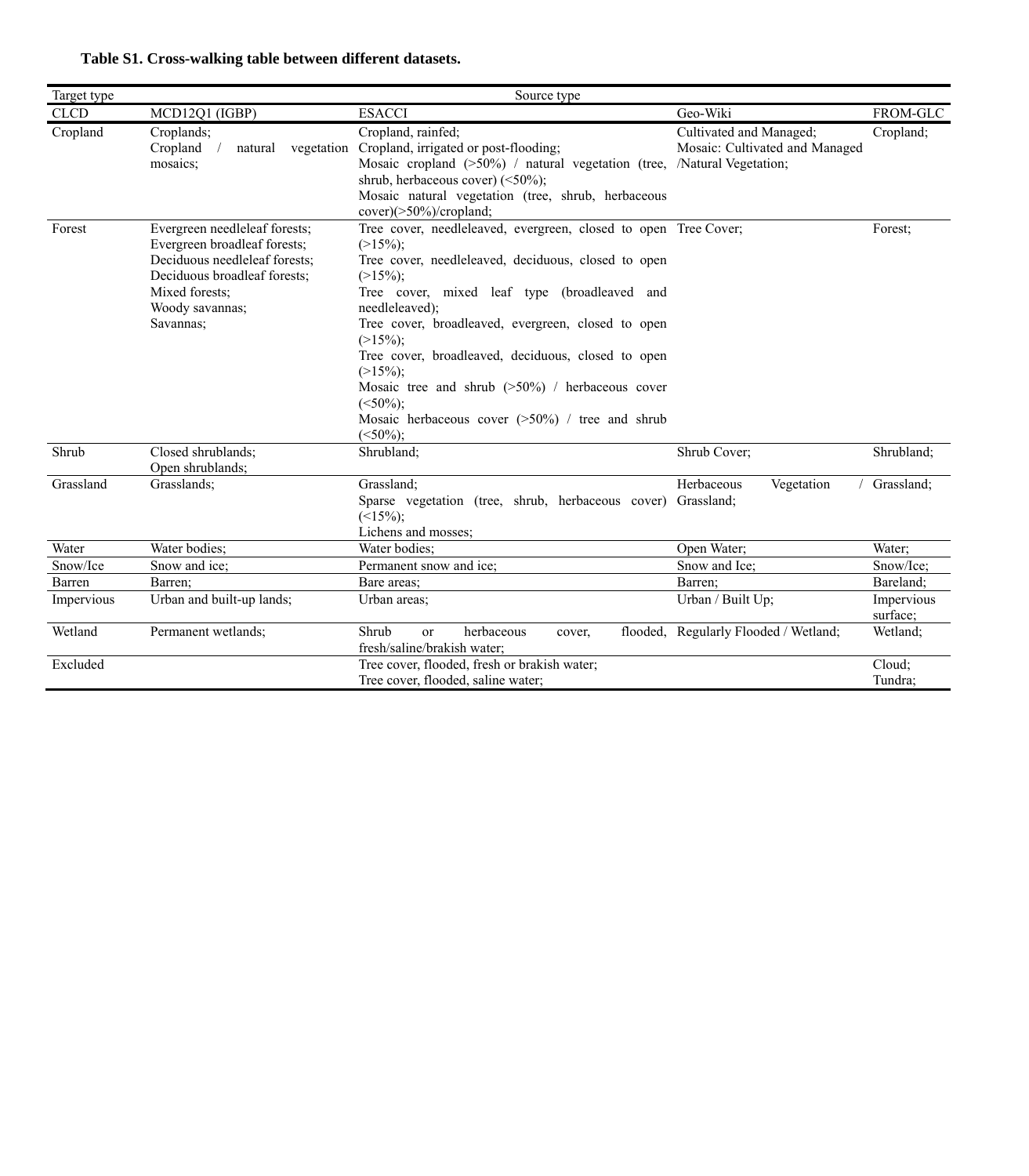**Table S1. Cross-walking table between different datasets.**

| Target type | Source type | | | |
|---|---|---|---|---|
| CLCD | MCD12Q1 (IGBP) | ESACCI | Geo-Wiki | FROM-GLC |
| Cropland | Croplands;<br>Cropland / natural vegetation mosaics; | Cropland, rainfed;<br>Cropland, irrigated or post-flooding;<br>Mosaic cropland (>50%) / natural vegetation (tree, shrub, herbaceous cover) (<50%);<br>Mosaic natural vegetation (tree, shrub, herbaceous cover)(>50%)/cropland; | Cultivated and Managed;<br>Mosaic: Cultivated and Managed /Natural Vegetation; | Cropland; |
| Forest | Evergreen needleleaf forests;<br>Evergreen broadleaf forests;<br>Deciduous needleleaf forests;<br>Deciduous broadleaf forests;<br>Mixed forests;<br>Woody savannas;<br>Savannas; | Tree cover, needleleaved, evergreen, closed to open (>15%);<br>Tree cover, needleleaved, deciduous, closed to open (>15%);<br>Tree cover, mixed leaf type (broadleaved and needleleaved);<br>Tree cover, broadleaved, evergreen, closed to open (>15%);<br>Tree cover, broadleaved, deciduous, closed to open (>15%);<br>Mosaic tree and shrub (>50%) / herbaceous cover (<50%);<br>Mosaic herbaceous cover (>50%) / tree and shrub (<50%); | Tree Cover; | Forest; |
| Shrub | Closed shrublands;<br>Open shrublands; | Shrubland; | Shrub Cover; | Shrubland; |
| Grassland | Grasslands; | Grassland;<br>Sparse vegetation (tree, shrub, herbaceous cover) (<15%);<br>Lichens and mosses; | Herbaceous Vegetation / Grassland; | Grassland; |
| Water | Water bodies; | Water bodies; | Open Water; | Water; |
| Snow/Ice | Snow and ice; | Permanent snow and ice; | Snow and Ice; | Snow/Ice; |
| Barren | Barren; | Bare areas; | Barren; | Bareland; |
| Impervious | Urban and built-up lands; | Urban areas; | Urban / Built Up; | Impervious surface; |
| Wetland | Permanent wetlands; | Shrub or herbaceous cover, flooded, fresh/saline/brakish water; | Regularly Flooded / Wetland; | Wetland; |
| Excluded | | Tree cover, flooded, fresh or brakish water;<br>Tree cover, flooded, saline water; | | Cloud;<br>Tundra; |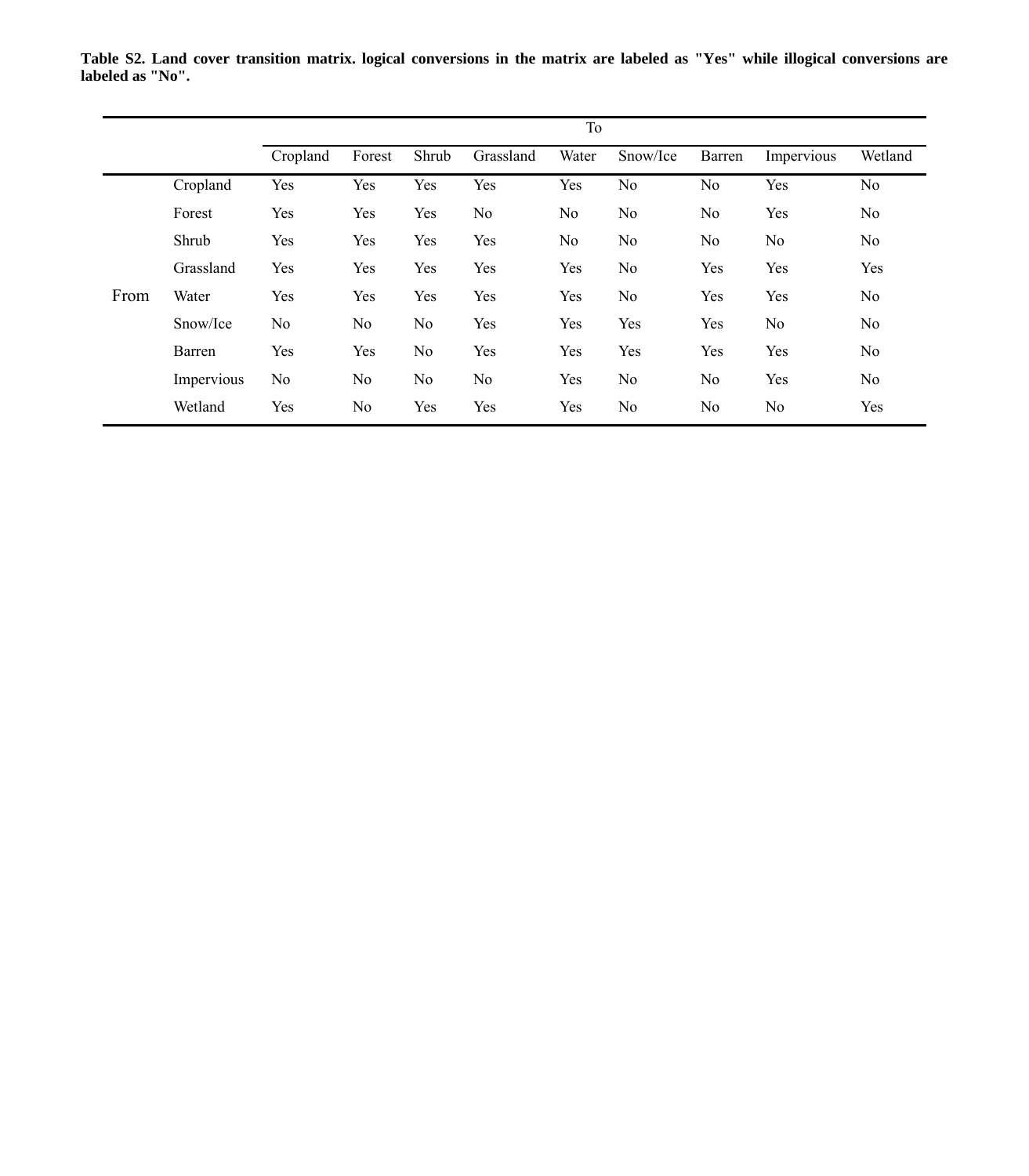**Table S2. Land cover transition matrix. logical conversions in the matrix are labeled as "Yes" while illogical conversions are labeled as "No".**

| | | To | | | | | | | | |
|---|---|---|---|---|---|---|---|---|---|---|
| | | Cropland | Forest | Shrub | Grassland | Water | Snow/Ice | Barren | Impervious | Wetland |
| From | Cropland | Yes | Yes | Yes | Yes | Yes | No | No | Yes | No |
| | Forest | Yes | Yes | Yes | No | No | No | No | Yes | No |
| | Shrub | Yes | Yes | Yes | Yes | No | No | No | No | No |
| | Grassland | Yes | Yes | Yes | Yes | Yes | No | Yes | Yes | Yes |
| | Water | Yes | Yes | Yes | Yes | Yes | No | Yes | Yes | No |
| | Snow/Ice | No | No | No | Yes | Yes | Yes | Yes | No | No |
| | Barren | Yes | Yes | No | Yes | Yes | Yes | Yes | Yes | No |
| | Impervious | No | No | No | No | Yes | No | No | Yes | No |
| | Wetland | Yes | No | Yes | Yes | Yes | No | No | No | Yes |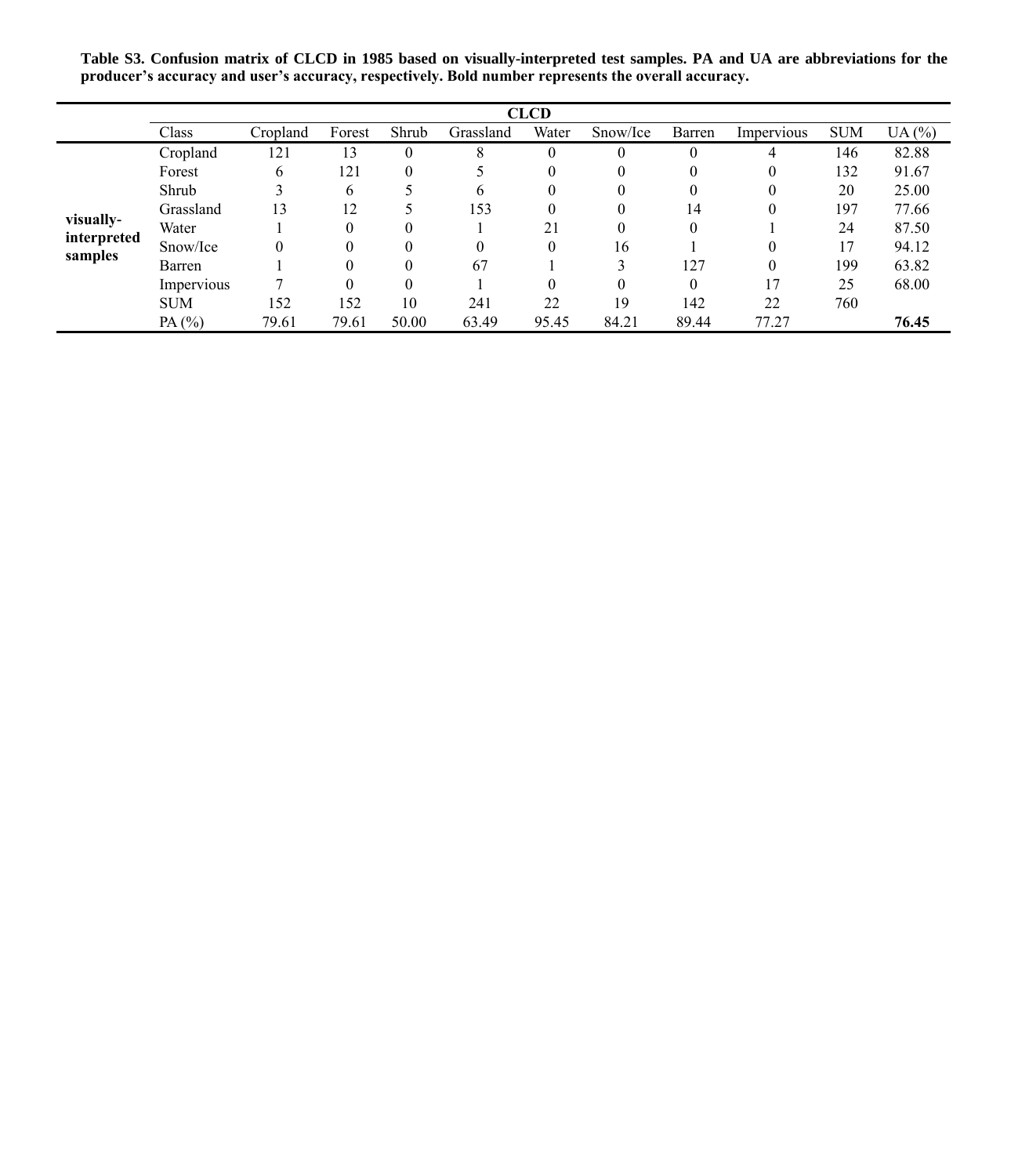**Table S3. Confusion matrix of CLCD in 1985 based on visually-interpreted test samples. PA and UA are abbreviations for the producer's accuracy and user's accuracy, respectively. Bold number represents the overall accuracy.**

| | CLCD | | | | | | | | | | |
|---|---|---|---|---|---|---|---|---|---|---|---|
| | Class | Cropland | Forest | Shrub | Grassland | Water | Snow/Ice | Barren | Impervious | SUM | UA (%) |
| **visually-interpreted samples** | Cropland | 121 | 13 | 0 | 8 | 0 | 0 | 0 | 4 | 146 | 82.88 |
| | Forest | 6 | 121 | 0 | 5 | 0 | 0 | 0 | 0 | 132 | 91.67 |
| | Shrub | 3 | 6 | 5 | 6 | 0 | 0 | 0 | 0 | 20 | 25.00 |
| | Grassland | 13 | 12 | 5 | 153 | 0 | 0 | 14 | 0 | 197 | 77.66 |
| | Water | 1 | 0 | 0 | 1 | 21 | 0 | 0 | 1 | 24 | 87.50 |
| | Snow/Ice | 0 | 0 | 0 | 0 | 0 | 16 | 1 | 0 | 17 | 94.12 |
| | Barren | 1 | 0 | 0 | 67 | 1 | 3 | 127 | 0 | 199 | 63.82 |
| | Impervious | 7 | 0 | 0 | 1 | 0 | 0 | 0 | 17 | 25 | 68.00 |
| | SUM | 152 | 152 | 10 | 241 | 22 | 19 | 142 | 22 | 760 | |
| | PA (%) | 79.61 | 79.61 | 50.00 | 63.49 | 95.45 | 84.21 | 89.44 | 77.27 | | **76.45** |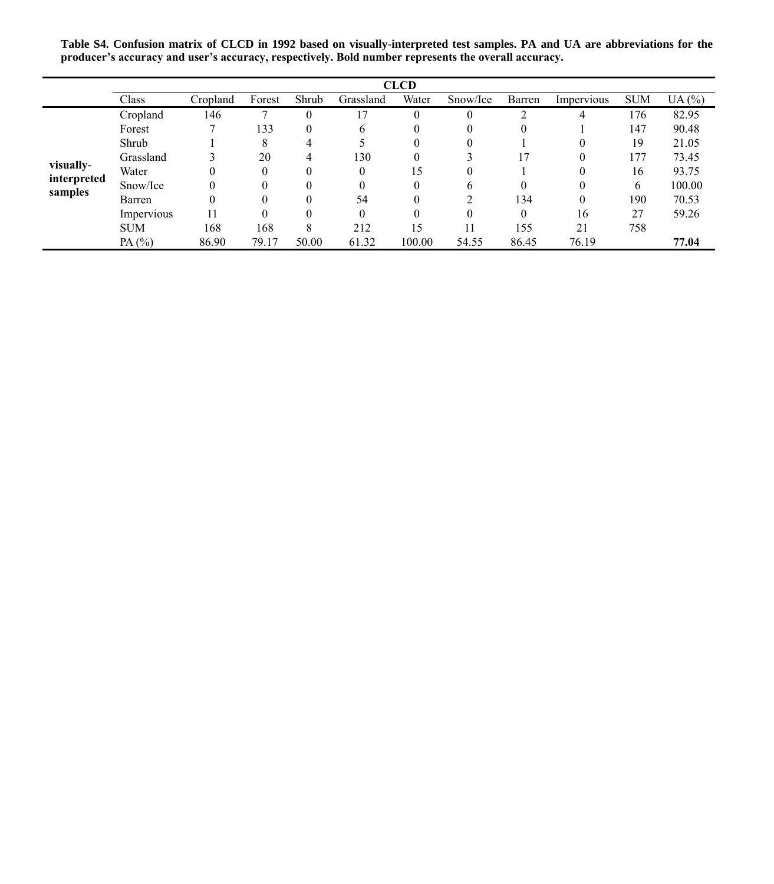**Table S4. Confusion matrix of CLCD in 1992 based on visually-interpreted test samples. PA and UA are abbreviations for the producer's accuracy and user's accuracy, respectively. Bold number represents the overall accuracy.**

| | CLCD | | | | | | | | | | |
|---|---|---|---|---|---|---|---|---|---|---|---|
| | Class | Cropland | Forest | Shrub | Grassland | Water | Snow/Ice | Barren | Impervious | SUM | UA (%) |
| **visually-interpreted samples** | Cropland | 146 | 7 | 0 | 17 | 0 | 0 | 2 | 4 | 176 | 82.95 |
| | Forest | 7 | 133 | 0 | 6 | 0 | 0 | 0 | 1 | 147 | 90.48 |
| | Shrub | 1 | 8 | 4 | 5 | 0 | 0 | 1 | 0 | 19 | 21.05 |
| | Grassland | 3 | 20 | 4 | 130 | 0 | 3 | 17 | 0 | 177 | 73.45 |
| | Water | 0 | 0 | 0 | 0 | 15 | 0 | 1 | 0 | 16 | 93.75 |
| | Snow/Ice | 0 | 0 | 0 | 0 | 0 | 6 | 0 | 0 | 6 | 100.00 |
| | Barren | 0 | 0 | 0 | 54 | 0 | 2 | 134 | 0 | 190 | 70.53 |
| | Impervious | 11 | 0 | 0 | 0 | 0 | 0 | 0 | 16 | 27 | 59.26 |
| | SUM | 168 | 168 | 8 | 212 | 15 | 11 | 155 | 21 | 758 | |
| | PA (%) | 86.90 | 79.17 | 50.00 | 61.32 | 100.00 | 54.55 | 86.45 | 76.19 | | **77.04** |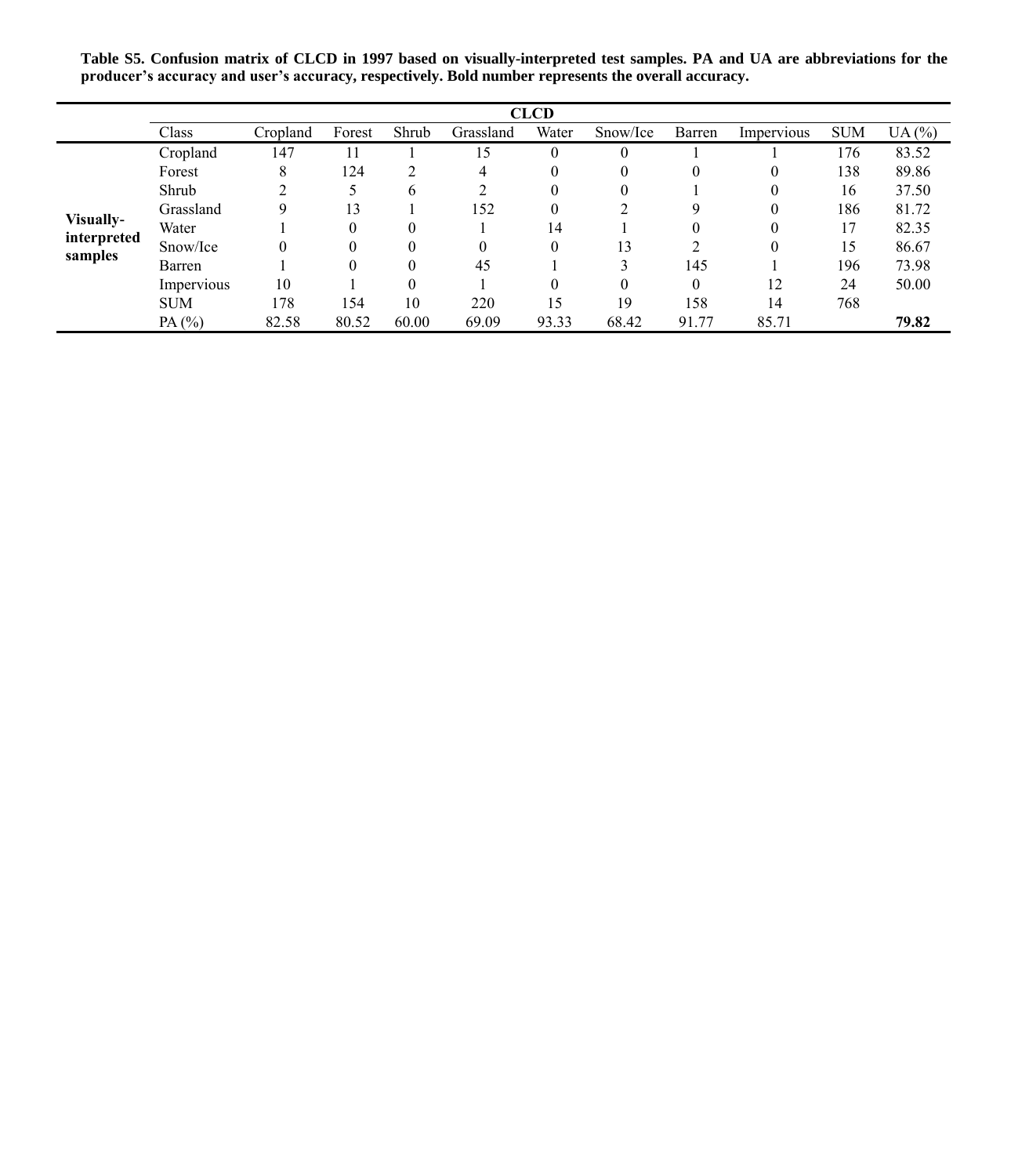**Table S5. Confusion matrix of CLCD in 1997 based on visually-interpreted test samples. PA and UA are abbreviations for the producer's accuracy and user's accuracy, respectively. Bold number represents the overall accuracy.**

| | | CLCD | | | | | | | | | |
|---|---|---|---|---|---|---|---|---|---|---|---|
| | Class | Cropland | Forest | Shrub | Grassland | Water | Snow/Ice | Barren | Impervious | SUM | UA (%) |
| **Visually-interpreted samples** | Cropland | 147 | 11 | 1 | 15 | 0 | 0 | 1 | 1 | 176 | 83.52 |
| | Forest | 8 | 124 | 2 | 4 | 0 | 0 | 0 | 0 | 138 | 89.86 |
| | Shrub | 2 | 5 | 6 | 2 | 0 | 0 | 1 | 0 | 16 | 37.50 |
| | Grassland | 9 | 13 | 1 | 152 | 0 | 2 | 9 | 0 | 186 | 81.72 |
| | Water | 1 | 0 | 0 | 1 | 14 | 1 | 0 | 0 | 17 | 82.35 |
| | Snow/Ice | 0 | 0 | 0 | 0 | 0 | 13 | 2 | 0 | 15 | 86.67 |
| | Barren | 1 | 0 | 0 | 45 | 1 | 3 | 145 | 1 | 196 | 73.98 |
| | Impervious | 10 | 1 | 0 | 1 | 0 | 0 | 0 | 12 | 24 | 50.00 |
| | SUM | 178 | 154 | 10 | 220 | 15 | 19 | 158 | 14 | 768 | |
| | PA (%) | 82.58 | 80.52 | 60.00 | 69.09 | 93.33 | 68.42 | 91.77 | 85.71 | | **79.82** |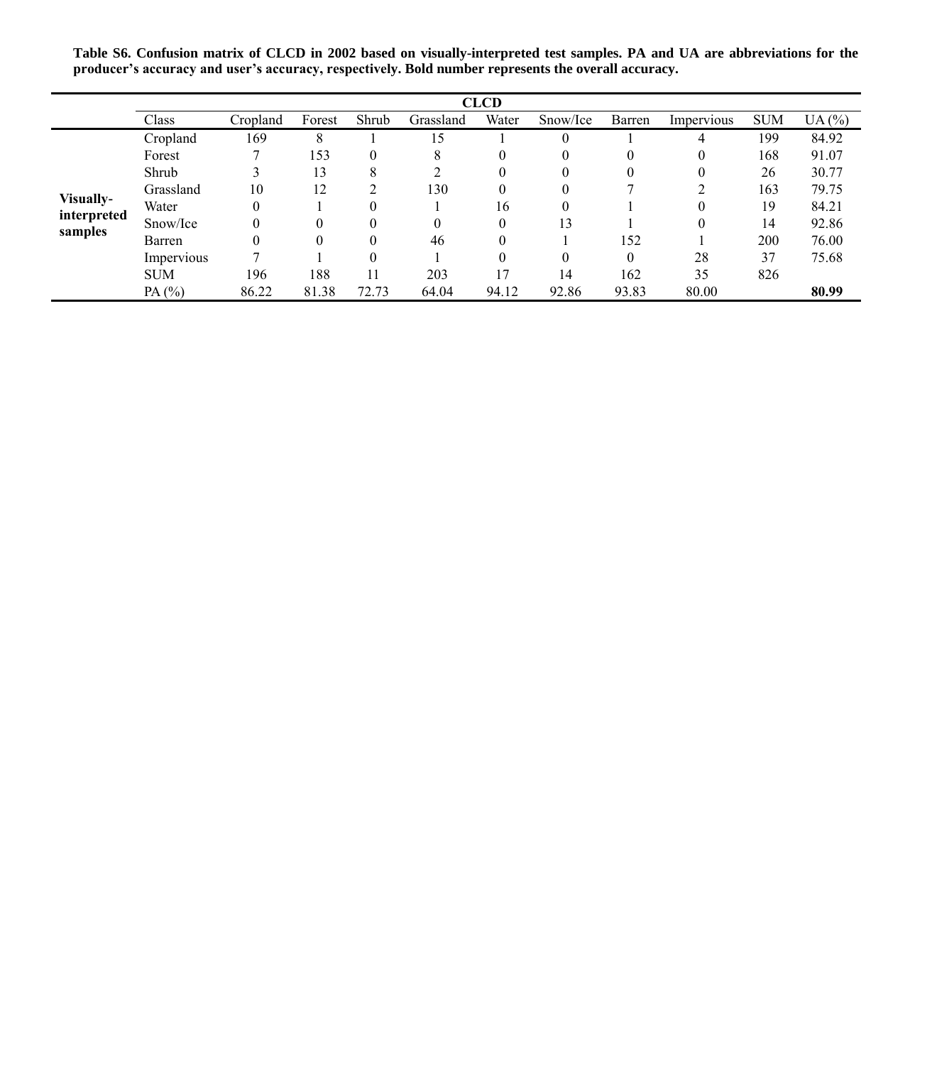**Table S6. Confusion matrix of CLCD in 2002 based on visually-interpreted test samples. PA and UA are abbreviations for the producer's accuracy and user's accuracy, respectively. Bold number represents the overall accuracy.**

| | CLCD | | | | | | | | | | |
|---|---|---|---|---|---|---|---|---|---|---|---|
| | Class | Cropland | Forest | Shrub | Grassland | Water | Snow/Ice | Barren | Impervious | SUM | UA (%) |
| **Visually-interpreted samples** | Cropland | 169 | 8 | 1 | 15 | 1 | 0 | 1 | 4 | 199 | 84.92 |
| | Forest | 7 | 153 | 0 | 8 | 0 | 0 | 0 | 0 | 168 | 91.07 |
| | Shrub | 3 | 13 | 8 | 2 | 0 | 0 | 0 | 0 | 26 | 30.77 |
| | Grassland | 10 | 12 | 2 | 130 | 0 | 0 | 7 | 2 | 163 | 79.75 |
| | Water | 0 | 1 | 0 | 1 | 16 | 0 | 1 | 0 | 19 | 84.21 |
| | Snow/Ice | 0 | 0 | 0 | 0 | 0 | 13 | 1 | 0 | 14 | 92.86 |
| | Barren | 0 | 0 | 0 | 46 | 0 | 1 | 152 | 1 | 200 | 76.00 |
| | Impervious | 7 | 1 | 0 | 1 | 0 | 0 | 0 | 28 | 37 | 75.68 |
| | SUM | 196 | 188 | 11 | 203 | 17 | 14 | 162 | 35 | 826 | |
| | PA (%) | 86.22 | 81.38 | 72.73 | 64.04 | 94.12 | 92.86 | 93.83 | 80.00 | | **80.99** |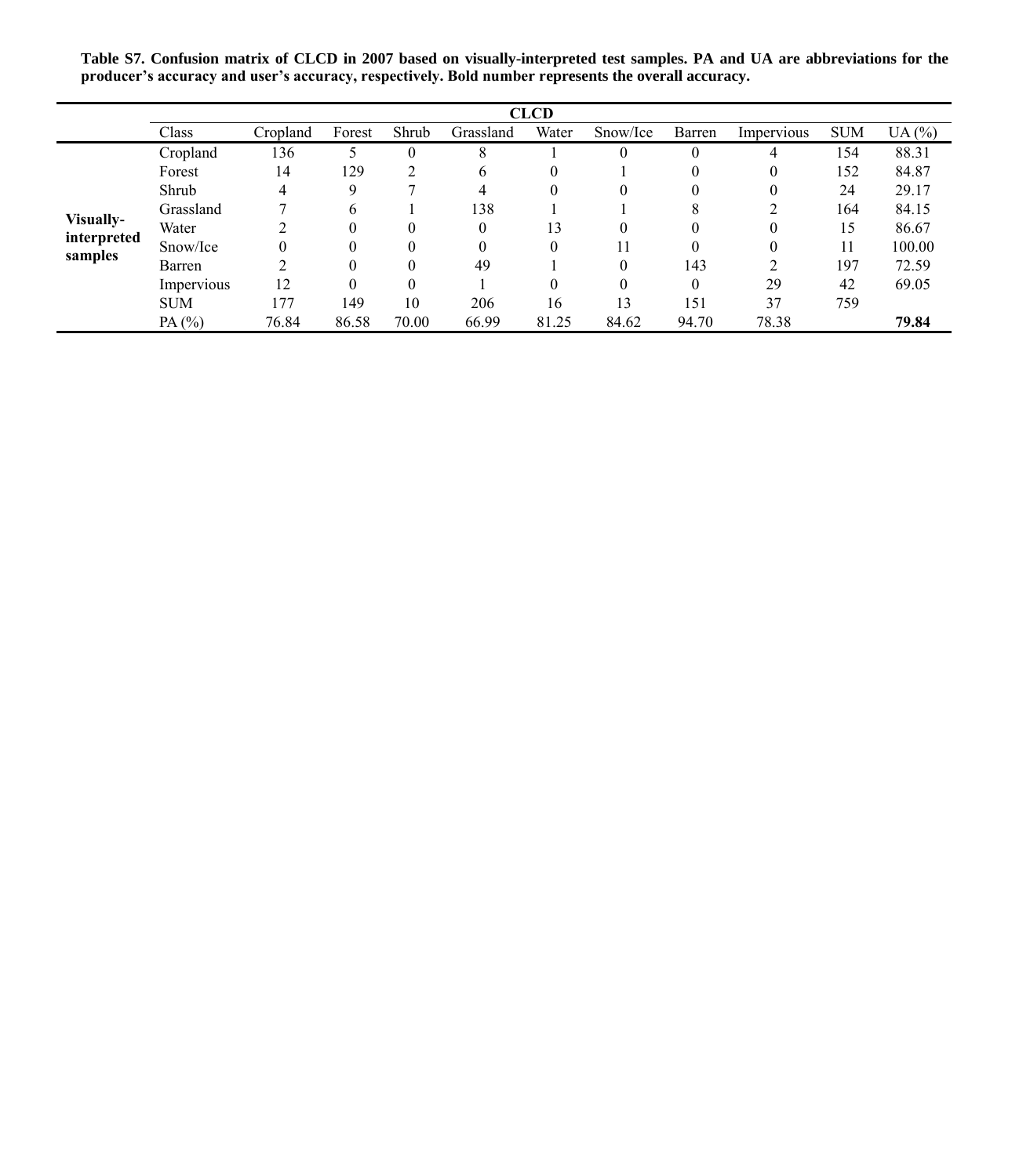**Table S7. Confusion matrix of CLCD in 2007 based on visually-interpreted test samples. PA and UA are abbreviations for the producer's accuracy and user's accuracy, respectively. Bold number represents the overall accuracy.**

| | CLCD | | | | | | | | | | |
|---|---|---|---|---|---|---|---|---|---|---|---|
| | Class | Cropland | Forest | Shrub | Grassland | Water | Snow/Ice | Barren | Impervious | SUM | UA (%) |
| **Visually-interpreted samples** | Cropland | 136 | 5 | 0 | 8 | 1 | 0 | 0 | 4 | 154 | 88.31 |
| | Forest | 14 | 129 | 2 | 6 | 0 | 1 | 0 | 0 | 152 | 84.87 |
| | Shrub | 4 | 9 | 7 | 4 | 0 | 0 | 0 | 0 | 24 | 29.17 |
| | Grassland | 7 | 6 | 1 | 138 | 1 | 1 | 8 | 2 | 164 | 84.15 |
| | Water | 2 | 0 | 0 | 0 | 13 | 0 | 0 | 0 | 15 | 86.67 |
| | Snow/Ice | 0 | 0 | 0 | 0 | 0 | 11 | 0 | 0 | 11 | 100.00 |
| | Barren | 2 | 0 | 0 | 49 | 1 | 0 | 143 | 2 | 197 | 72.59 |
| | Impervious | 12 | 0 | 0 | 1 | 0 | 0 | 0 | 29 | 42 | 69.05 |
| | SUM | 177 | 149 | 10 | 206 | 16 | 13 | 151 | 37 | 759 | |
| | PA (%) | 76.84 | 86.58 | 70.00 | 66.99 | 81.25 | 84.62 | 94.70 | 78.38 | | **79.84** |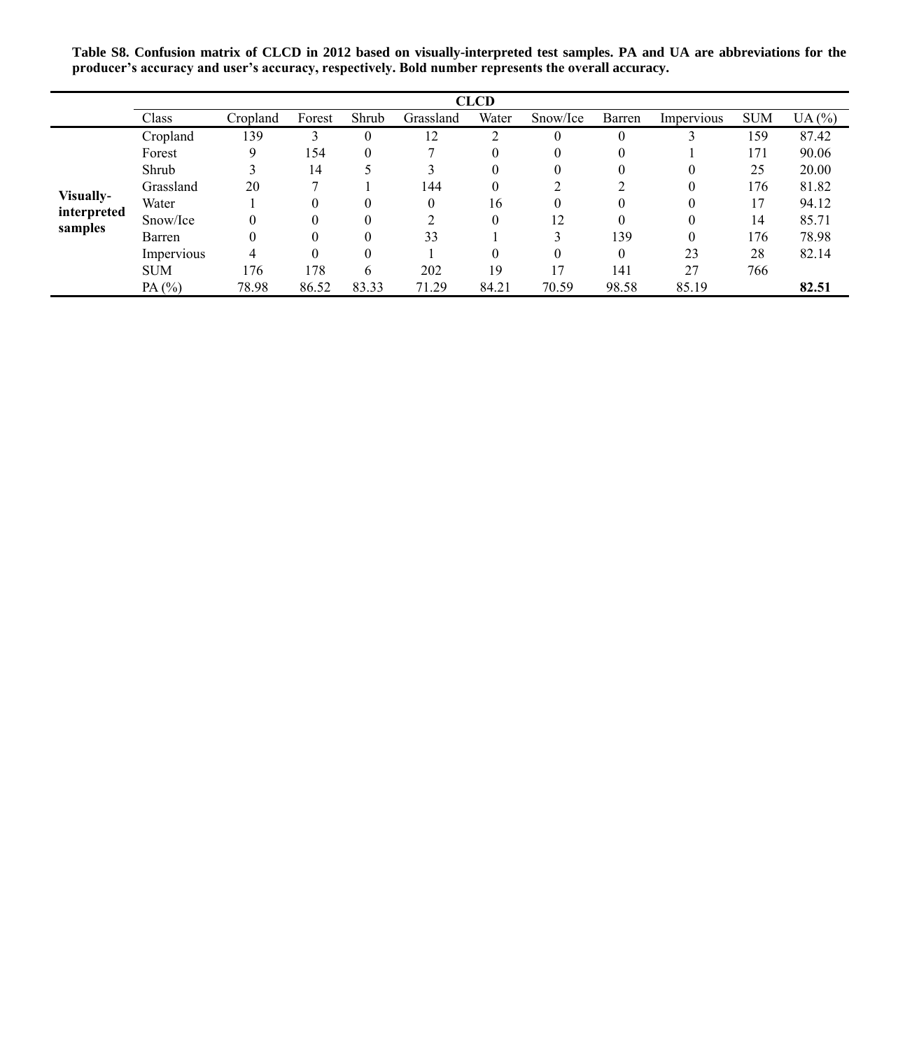**Table S8. Confusion matrix of CLCD in 2012 based on visually-interpreted test samples. PA and UA are abbreviations for the producer's accuracy and user's accuracy, respectively. Bold number represents the overall accuracy.**

| | | CLCD | | | | | | | | | |
|---|---|---|---|---|---|---|---|---|---|---|---|
| | Class | Cropland | Forest | Shrub | Grassland | Water | Snow/Ice | Barren | Impervious | SUM | UA (%) |
| **Visually-interpreted samples** | Cropland | 139 | 3 | 0 | 12 | 2 | 0 | 0 | 3 | 159 | 87.42 |
| | Forest | 9 | 154 | 0 | 7 | 0 | 0 | 0 | 1 | 171 | 90.06 |
| | Shrub | 3 | 14 | 5 | 3 | 0 | 0 | 0 | 0 | 25 | 20.00 |
| | Grassland | 20 | 7 | 1 | 144 | 0 | 2 | 2 | 0 | 176 | 81.82 |
| | Water | 1 | 0 | 0 | 0 | 16 | 0 | 0 | 0 | 17 | 94.12 |
| | Snow/Ice | 0 | 0 | 0 | 2 | 0 | 12 | 0 | 0 | 14 | 85.71 |
| | Barren | 0 | 0 | 0 | 33 | 1 | 3 | 139 | 0 | 176 | 78.98 |
| | Impervious | 4 | 0 | 0 | 1 | 0 | 0 | 0 | 23 | 28 | 82.14 |
| | SUM | 176 | 178 | 6 | 202 | 19 | 17 | 141 | 27 | 766 | |
| | PA (%) | 78.98 | 86.52 | 83.33 | 71.29 | 84.21 | 70.59 | 98.58 | 85.19 | | **82.51** |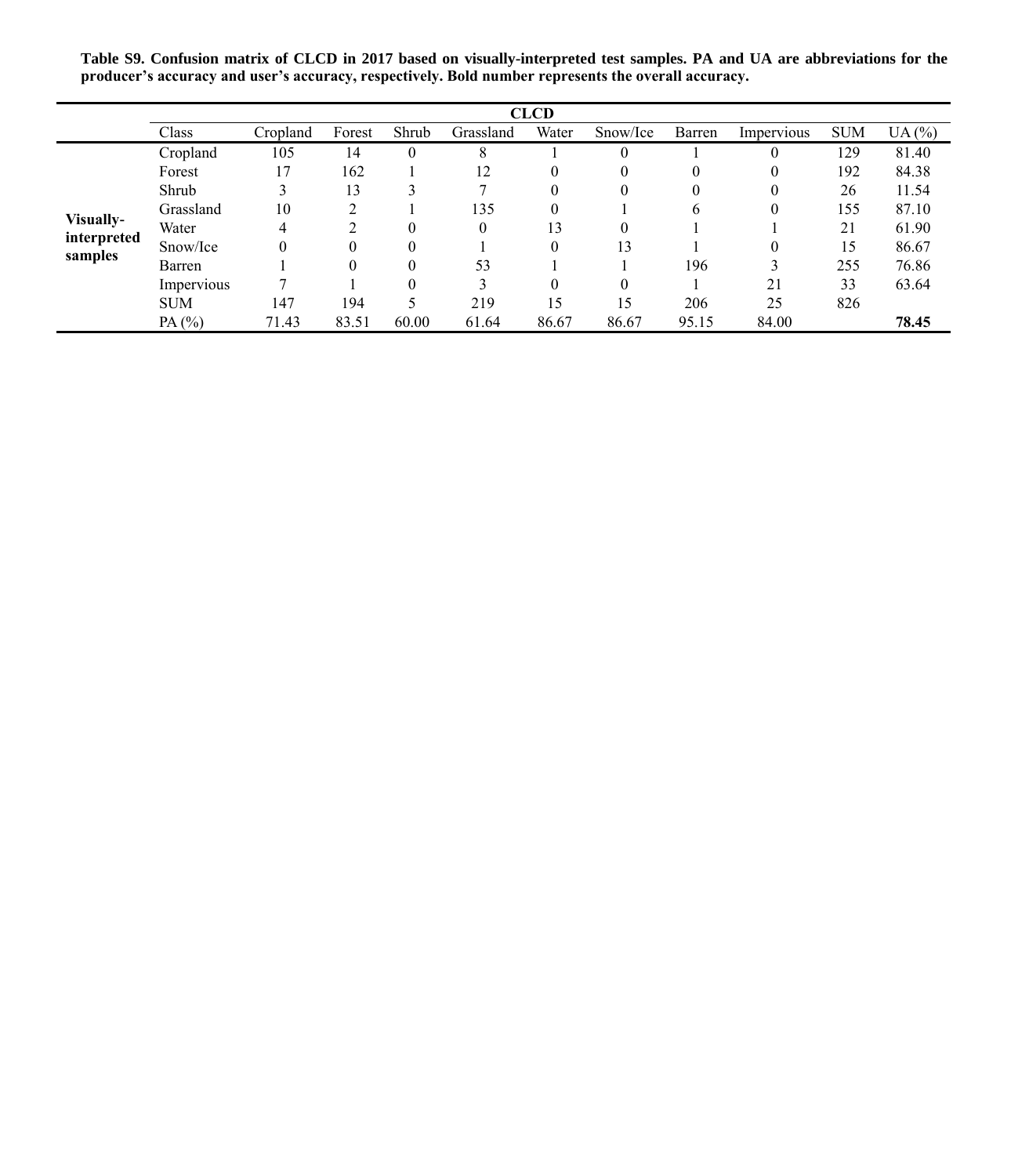**Table S9. Confusion matrix of CLCD in 2017 based on visually-interpreted test samples. PA and UA are abbreviations for the producer's accuracy and user's accuracy, respectively. Bold number represents the overall accuracy.**

| | | CLCD | | | | | | | | | |
|---|---|---|---|---|---|---|---|---|---|---|---|
| | Class | Cropland | Forest | Shrub | Grassland | Water | Snow/Ice | Barren | Impervious | SUM | UA (%) |
| **Visually-interpreted samples** | Cropland | 105 | 14 | 0 | 8 | 1 | 0 | 1 | 0 | 129 | 81.40 |
| | Forest | 17 | 162 | 1 | 12 | 0 | 0 | 0 | 0 | 192 | 84.38 |
| | Shrub | 3 | 13 | 3 | 7 | 0 | 0 | 0 | 0 | 26 | 11.54 |
| | Grassland | 10 | 2 | 1 | 135 | 0 | 1 | 6 | 0 | 155 | 87.10 |
| | Water | 4 | 2 | 0 | 0 | 13 | 0 | 1 | 1 | 21 | 61.90 |
| | Snow/Ice | 0 | 0 | 0 | 1 | 0 | 13 | 1 | 0 | 15 | 86.67 |
| | Barren | 1 | 0 | 0 | 53 | 1 | 1 | 196 | 3 | 255 | 76.86 |
| | Impervious | 7 | 1 | 0 | 3 | 0 | 0 | 1 | 21 | 33 | 63.64 |
| | SUM | 147 | 194 | 5 | 219 | 15 | 15 | 206 | 25 | 826 | |
| | PA (%) | 71.43 | 83.51 | 60.00 | 61.64 | 86.67 | 86.67 | 95.15 | 84.00 | | **78.45** |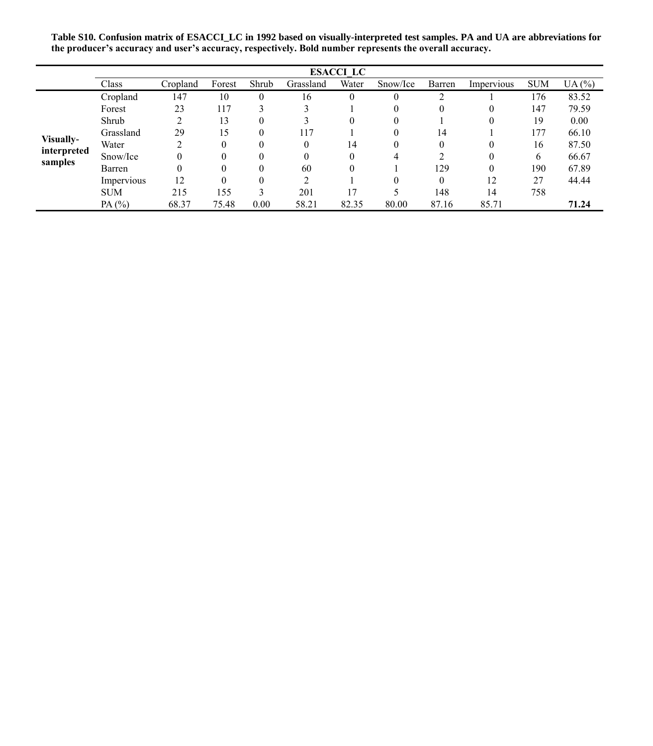**Table S10. Confusion matrix of ESACCI_LC in 1992 based on visually-interpreted test samples. PA and UA are abbreviations for the producer's accuracy and user's accuracy, respectively. Bold number represents the overall accuracy.**

| | ESACCI_LC | | | | | | | | | | |
|---|---|---|---|---|---|---|---|---|---|---|---|
| | Class | Cropland | Forest | Shrub | Grassland | Water | Snow/Ice | Barren | Impervious | SUM | UA (%) |
| **Visually-interpreted samples** | Cropland | 147 | 10 | 0 | 16 | 0 | 0 | 2 | 1 | 176 | 83.52 |
| | Forest | 23 | 117 | 3 | 3 | 1 | 0 | 0 | 0 | 147 | 79.59 |
| | Shrub | 2 | 13 | 0 | 3 | 0 | 0 | 1 | 0 | 19 | 0.00 |
| | Grassland | 29 | 15 | 0 | 117 | 1 | 0 | 14 | 1 | 177 | 66.10 |
| | Water | 2 | 0 | 0 | 0 | 14 | 0 | 0 | 0 | 16 | 87.50 |
| | Snow/Ice | 0 | 0 | 0 | 0 | 0 | 4 | 2 | 0 | 6 | 66.67 |
| | Barren | 0 | 0 | 0 | 60 | 0 | 1 | 129 | 0 | 190 | 67.89 |
| | Impervious | 12 | 0 | 0 | 2 | 1 | 0 | 0 | 12 | 27 | 44.44 |
| | SUM | 215 | 155 | 3 | 201 | 17 | 5 | 148 | 14 | 758 | |
| | PA (%) | 68.37 | 75.48 | 0.00 | 58.21 | 82.35 | 80.00 | 87.16 | 85.71 | | **71.24** |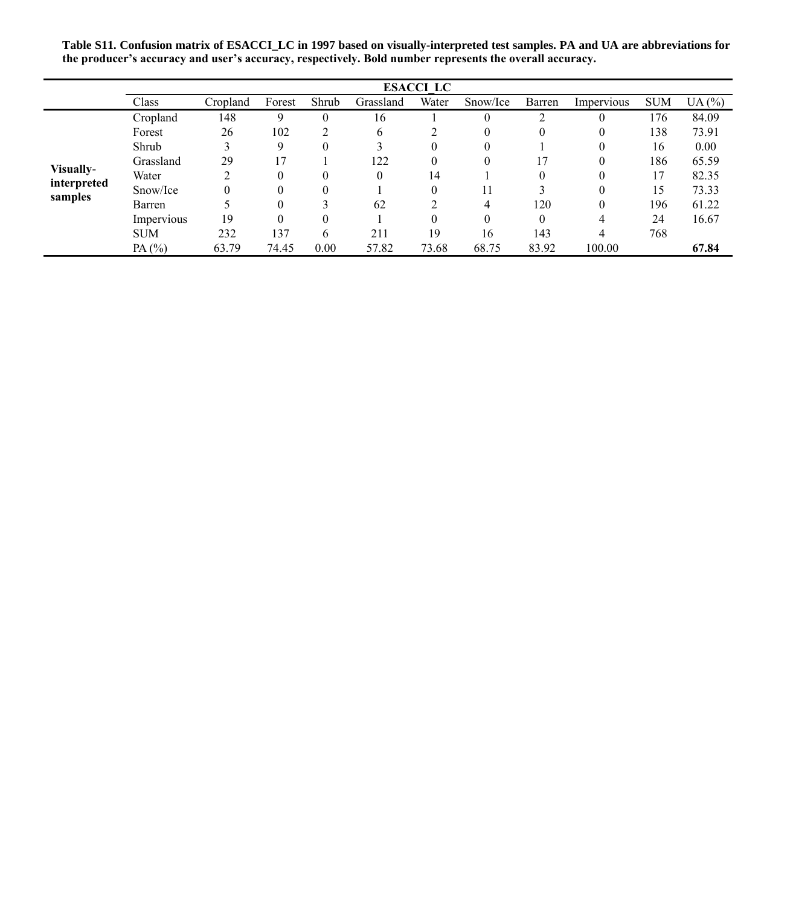**Table S11. Confusion matrix of ESACCI_LC in 1997 based on visually-interpreted test samples. PA and UA are abbreviations for the producer's accuracy and user's accuracy, respectively. Bold number represents the overall accuracy.**

| | ESACCI_LC | | | | | | | | | | |
|---|---|---|---|---|---|---|---|---|---|---|---|
| | Class | Cropland | Forest | Shrub | Grassland | Water | Snow/Ice | Barren | Impervious | SUM | UA (%) |
| **Visually-interpreted samples** | Cropland | 148 | 9 | 0 | 16 | 1 | 0 | 2 | 0 | 176 | 84.09 |
| | Forest | 26 | 102 | 2 | 6 | 2 | 0 | 0 | 0 | 138 | 73.91 |
| | Shrub | 3 | 9 | 0 | 3 | 0 | 0 | 1 | 0 | 16 | 0.00 |
| | Grassland | 29 | 17 | 1 | 122 | 0 | 0 | 17 | 0 | 186 | 65.59 |
| | Water | 2 | 0 | 0 | 0 | 14 | 1 | 0 | 0 | 17 | 82.35 |
| | Snow/Ice | 0 | 0 | 0 | 1 | 0 | 11 | 3 | 0 | 15 | 73.33 |
| | Barren | 5 | 0 | 3 | 62 | 2 | 4 | 120 | 0 | 196 | 61.22 |
| | Impervious | 19 | 0 | 0 | 1 | 0 | 0 | 0 | 4 | 24 | 16.67 |
| | SUM | 232 | 137 | 6 | 211 | 19 | 16 | 143 | 4 | 768 | |
| | PA (%) | 63.79 | 74.45 | 0.00 | 57.82 | 73.68 | 68.75 | 83.92 | 100.00 | | **67.84** |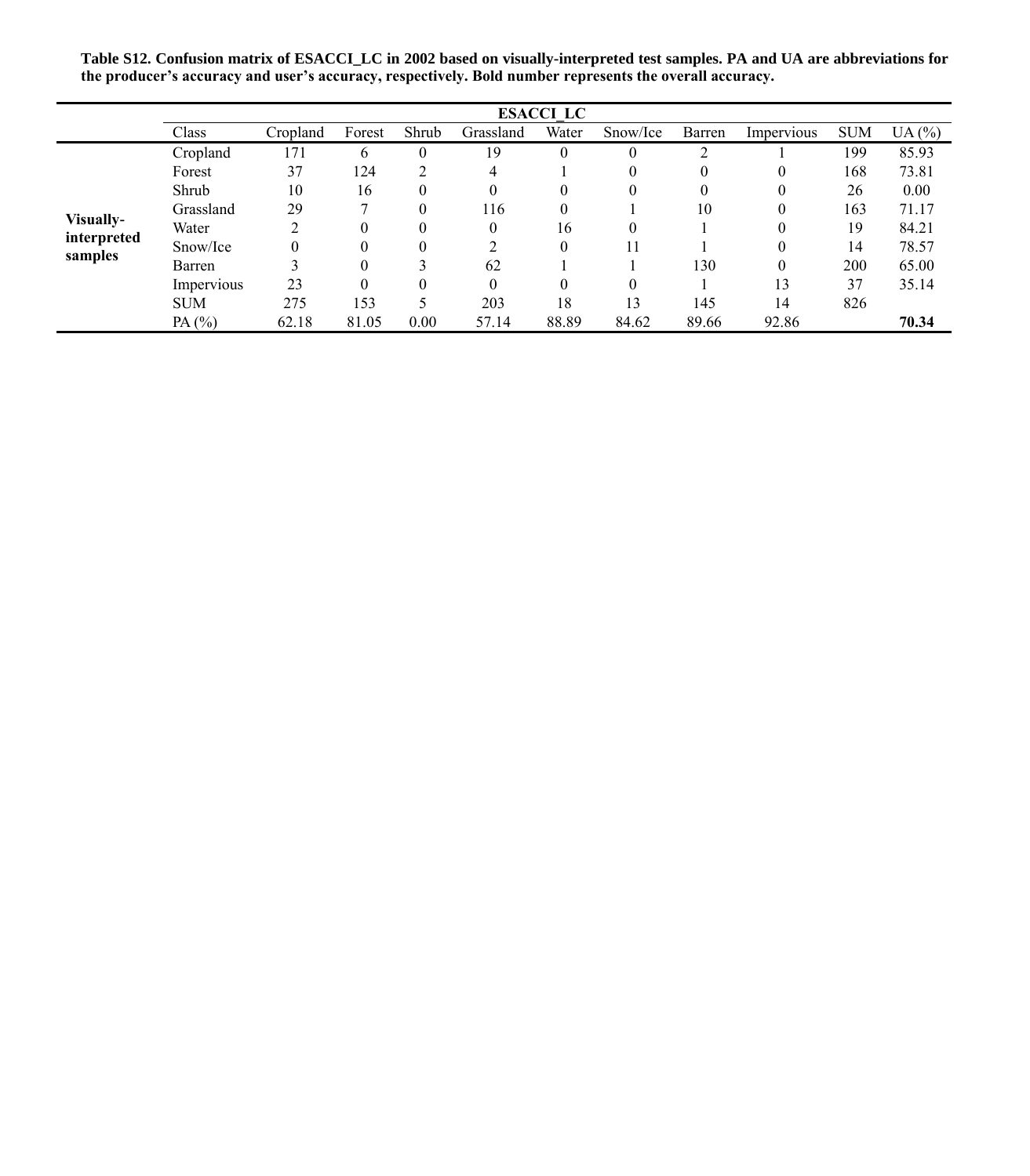**Table S12. Confusion matrix of ESACCI_LC in 2002 based on visually-interpreted test samples. PA and UA are abbreviations for the producer's accuracy and user's accuracy, respectively. Bold number represents the overall accuracy.**

| | | ESACCI_LC | | | | | | | | | |
|---|---|---|---|---|---|---|---|---|---|---|---|
| | Class | Cropland | Forest | Shrub | Grassland | Water | Snow/Ice | Barren | Impervious | SUM | UA (%) |
| **Visually-interpreted samples** | Cropland | 171 | 6 | 0 | 19 | 0 | 0 | 2 | 1 | 199 | 85.93 |
| | Forest | 37 | 124 | 2 | 4 | 1 | 0 | 0 | 0 | 168 | 73.81 |
| | Shrub | 10 | 16 | 0 | 0 | 0 | 0 | 0 | 0 | 26 | 0.00 |
| | Grassland | 29 | 7 | 0 | 116 | 0 | 1 | 10 | 0 | 163 | 71.17 |
| | Water | 2 | 0 | 0 | 0 | 16 | 0 | 1 | 0 | 19 | 84.21 |
| | Snow/Ice | 0 | 0 | 0 | 2 | 0 | 11 | 1 | 0 | 14 | 78.57 |
| | Barren | 3 | 0 | 3 | 62 | 1 | 1 | 130 | 0 | 200 | 65.00 |
| | Impervious | 23 | 0 | 0 | 0 | 0 | 0 | 1 | 13 | 37 | 35.14 |
| | SUM | 275 | 153 | 5 | 203 | 18 | 13 | 145 | 14 | 826 | |
| | PA (%) | 62.18 | 81.05 | 0.00 | 57.14 | 88.89 | 84.62 | 89.66 | 92.86 | | **70.34** |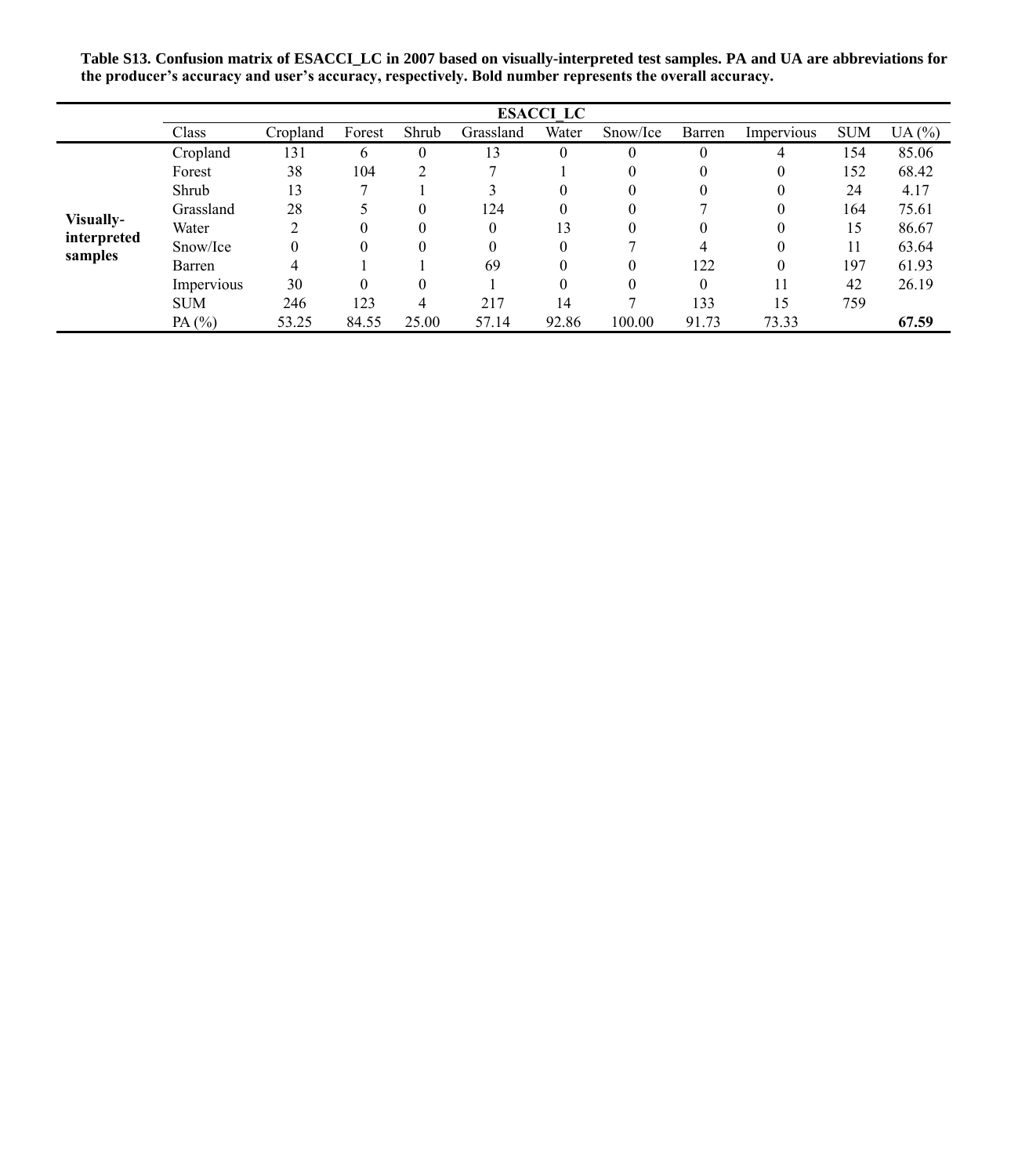**Table S13. Confusion matrix of ESACCI_LC in 2007 based on visually-interpreted test samples. PA and UA are abbreviations for the producer's accuracy and user's accuracy, respectively. Bold number represents the overall accuracy.**

| | ESACCI_LC | | | | | | | | | | |
|---|---|---|---|---|---|---|---|---|---|---|---|
| | Class | Cropland | Forest | Shrub | Grassland | Water | Snow/Ice | Barren | Impervious | SUM | UA (%) |
| **Visually-interpreted samples** | Cropland | 131 | 6 | 0 | 13 | 0 | 0 | 0 | 4 | 154 | 85.06 |
| | Forest | 38 | 104 | 2 | 7 | 1 | 0 | 0 | 0 | 152 | 68.42 |
| | Shrub | 13 | 7 | 1 | 3 | 0 | 0 | 0 | 0 | 24 | 4.17 |
| | Grassland | 28 | 5 | 0 | 124 | 0 | 0 | 7 | 0 | 164 | 75.61 |
| | Water | 2 | 0 | 0 | 0 | 13 | 0 | 0 | 0 | 15 | 86.67 |
| | Snow/Ice | 0 | 0 | 0 | 0 | 0 | 7 | 4 | 0 | 11 | 63.64 |
| | Barren | 4 | 1 | 1 | 69 | 0 | 0 | 122 | 0 | 197 | 61.93 |
| | Impervious | 30 | 0 | 0 | 1 | 0 | 0 | 0 | 11 | 42 | 26.19 |
| | SUM | 246 | 123 | 4 | 217 | 14 | 7 | 133 | 15 | 759 | |
| | PA (%) | 53.25 | 84.55 | 25.00 | 57.14 | 92.86 | 100.00 | 91.73 | 73.33 | | **67.59** |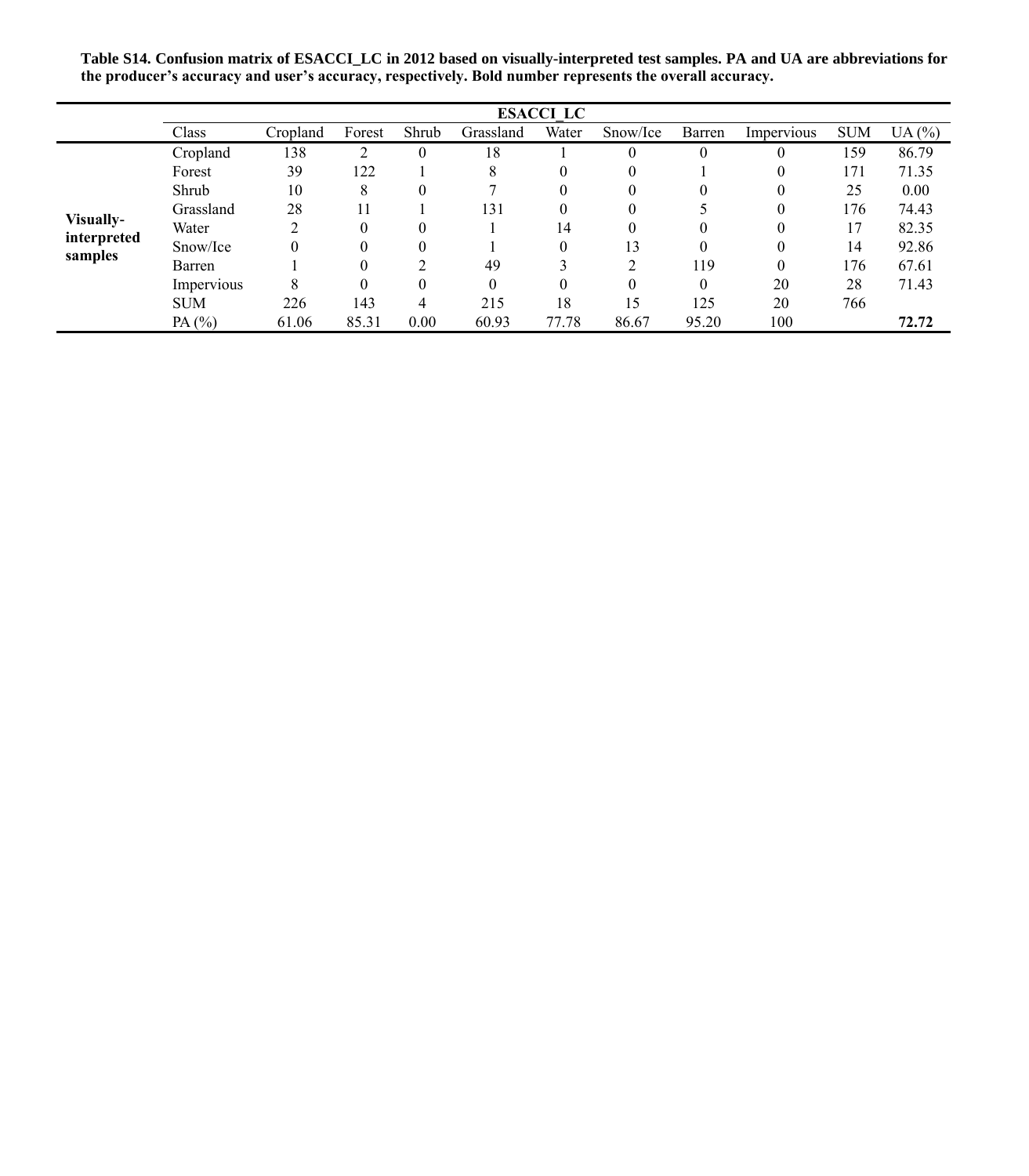**Table S14. Confusion matrix of ESACCI_LC in 2012 based on visually-interpreted test samples. PA and UA are abbreviations for the producer's accuracy and user's accuracy, respectively. Bold number represents the overall accuracy.**

| | ESACCI_LC | | | | | | | | | | |
|---|---|---|---|---|---|---|---|---|---|---|---|
| | Class | Cropland | Forest | Shrub | Grassland | Water | Snow/Ice | Barren | Impervious | SUM | UA (%) |
| **Visually-interpreted samples** | Cropland | 138 | 2 | 0 | 18 | 1 | 0 | 0 | 0 | 159 | 86.79 |
| | Forest | 39 | 122 | 1 | 8 | 0 | 0 | 1 | 0 | 171 | 71.35 |
| | Shrub | 10 | 8 | 0 | 7 | 0 | 0 | 0 | 0 | 25 | 0.00 |
| | Grassland | 28 | 11 | 1 | 131 | 0 | 0 | 5 | 0 | 176 | 74.43 |
| | Water | 2 | 0 | 0 | 1 | 14 | 0 | 0 | 0 | 17 | 82.35 |
| | Snow/Ice | 0 | 0 | 0 | 1 | 0 | 13 | 0 | 0 | 14 | 92.86 |
| | Barren | 1 | 0 | 2 | 49 | 3 | 2 | 119 | 0 | 176 | 67.61 |
| | Impervious | 8 | 0 | 0 | 0 | 0 | 0 | 0 | 20 | 28 | 71.43 |
| | SUM | 226 | 143 | 4 | 215 | 18 | 15 | 125 | 20 | 766 | |
| | PA (%) | 61.06 | 85.31 | 0.00 | 60.93 | 77.78 | 86.67 | 95.20 | 100 | | **72.72** |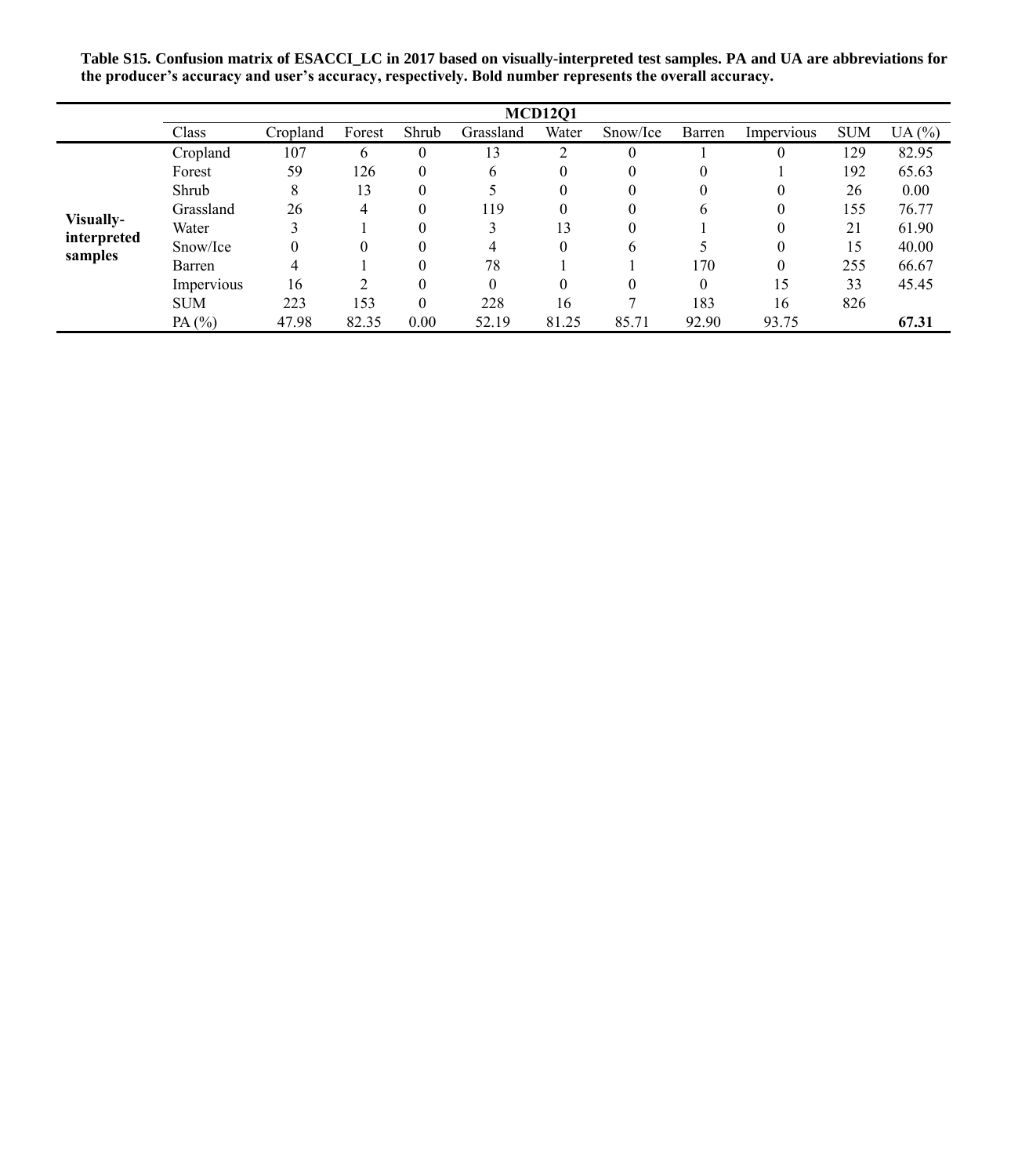**Table S15. Confusion matrix of ESACCI_LC in 2017 based on visually-interpreted test samples. PA and UA are abbreviations for the producer's accuracy and user's accuracy, respectively. Bold number represents the overall accuracy.**

| | | **MCD12Q1** | | | | | | | | | |
|---|---|---|---|---|---|---|---|---|---|---|---|
| | Class | Cropland | Forest | Shrub | Grassland | Water | Snow/Ice | Barren | Impervious | SUM | UA (%) |
| **Visually-interpreted samples** | Cropland | 107 | 6 | 0 | 13 | 2 | 0 | 1 | 0 | 129 | 82.95 |
| | Forest | 59 | 126 | 0 | 6 | 0 | 0 | 0 | 1 | 192 | 65.63 |
| | Shrub | 8 | 13 | 0 | 5 | 0 | 0 | 0 | 0 | 26 | 0.00 |
| | Grassland | 26 | 4 | 0 | 119 | 0 | 0 | 6 | 0 | 155 | 76.77 |
| | Water | 3 | 1 | 0 | 3 | 13 | 0 | 1 | 0 | 21 | 61.90 |
| | Snow/Ice | 0 | 0 | 0 | 4 | 0 | 6 | 5 | 0 | 15 | 40.00 |
| | Barren | 4 | 1 | 0 | 78 | 1 | 1 | 170 | 0 | 255 | 66.67 |
| | Impervious | 16 | 2 | 0 | 0 | 0 | 0 | 0 | 15 | 33 | 45.45 |
| | SUM | 223 | 153 | 0 | 228 | 16 | 7 | 183 | 16 | 826 | |
| | PA (%) | 47.98 | 82.35 | 0.00 | 52.19 | 81.25 | 85.71 | 92.90 | 93.75 | | **67.31** |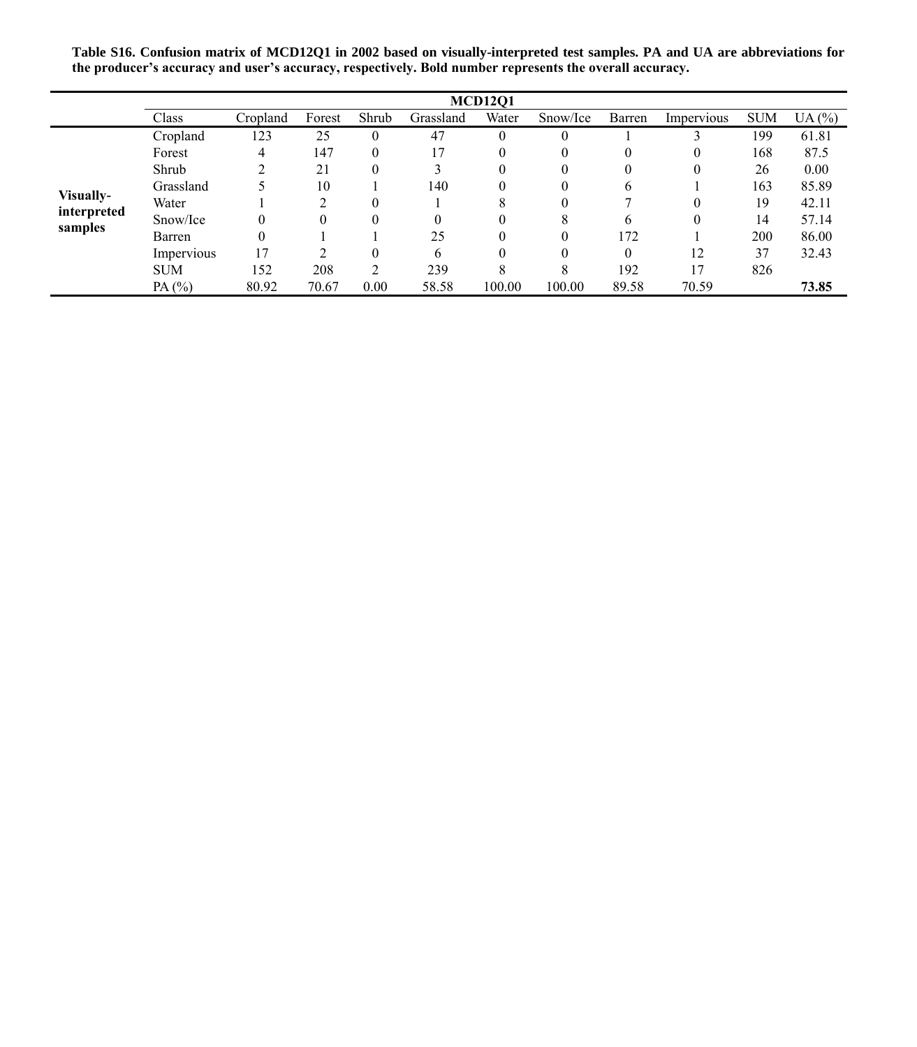**Table S16. Confusion matrix of MCD12Q1 in 2002 based on visually-interpreted test samples. PA and UA are abbreviations for the producer's accuracy and user's accuracy, respectively. Bold number represents the overall accuracy.**

| | MCD12Q1 | | | | | | | | | | |
|---|---|---|---|---|---|---|---|---|---|---|---|
| | Class | Cropland | Forest | Shrub | Grassland | Water | Snow/Ice | Barren | Impervious | SUM | UA (%) |
| **Visually-interpreted samples** | Cropland | 123 | 25 | 0 | 47 | 0 | 0 | 1 | 3 | 199 | 61.81 |
| | Forest | 4 | 147 | 0 | 17 | 0 | 0 | 0 | 0 | 168 | 87.5 |
| | Shrub | 2 | 21 | 0 | 3 | 0 | 0 | 0 | 0 | 26 | 0.00 |
| | Grassland | 5 | 10 | 1 | 140 | 0 | 0 | 6 | 1 | 163 | 85.89 |
| | Water | 1 | 2 | 0 | 1 | 8 | 0 | 7 | 0 | 19 | 42.11 |
| | Snow/Ice | 0 | 0 | 0 | 0 | 0 | 8 | 6 | 0 | 14 | 57.14 |
| | Barren | 0 | 1 | 1 | 25 | 0 | 0 | 172 | 1 | 200 | 86.00 |
| | Impervious | 17 | 2 | 0 | 6 | 0 | 0 | 0 | 12 | 37 | 32.43 |
| | SUM | 152 | 208 | 2 | 239 | 8 | 8 | 192 | 17 | 826 | |
| | PA (%) | 80.92 | 70.67 | 0.00 | 58.58 | 100.00 | 100.00 | 89.58 | 70.59 | | **73.85** |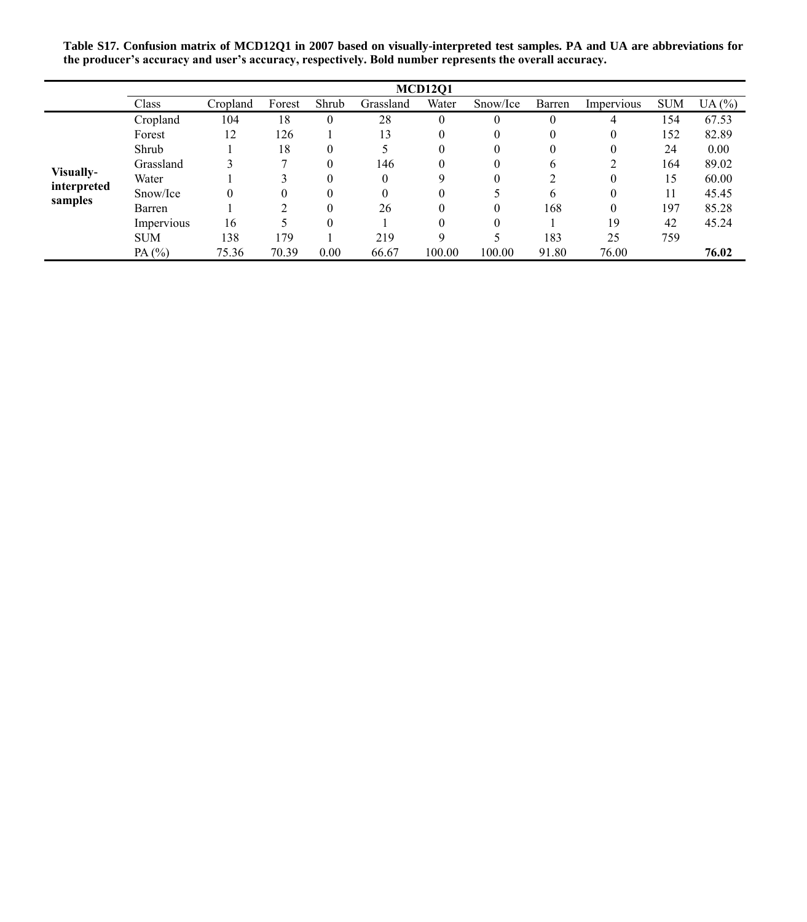**Table S17. Confusion matrix of MCD12Q1 in 2007 based on visually-interpreted test samples. PA and UA are abbreviations for the producer's accuracy and user's accuracy, respectively. Bold number represents the overall accuracy.**

| | MCD12Q1 | | | | | | | | | | |
|---|---|---|---|---|---|---|---|---|---|---|---|
| | Class | Cropland | Forest | Shrub | Grassland | Water | Snow/Ice | Barren | Impervious | SUM | UA (%) |
| **Visually-interpreted samples** | Cropland | 104 | 18 | 0 | 28 | 0 | 0 | 0 | 4 | 154 | 67.53 |
| | Forest | 12 | 126 | 1 | 13 | 0 | 0 | 0 | 0 | 152 | 82.89 |
| | Shrub | 1 | 18 | 0 | 5 | 0 | 0 | 0 | 0 | 24 | 0.00 |
| | Grassland | 3 | 7 | 0 | 146 | 0 | 0 | 6 | 2 | 164 | 89.02 |
| | Water | 1 | 3 | 0 | 0 | 9 | 0 | 2 | 0 | 15 | 60.00 |
| | Snow/Ice | 0 | 0 | 0 | 0 | 0 | 5 | 6 | 0 | 11 | 45.45 |
| | Barren | 1 | 2 | 0 | 26 | 0 | 0 | 168 | 0 | 197 | 85.28 |
| | Impervious | 16 | 5 | 0 | 1 | 0 | 0 | 1 | 19 | 42 | 45.24 |
| | SUM | 138 | 179 | 1 | 219 | 9 | 5 | 183 | 25 | 759 | |
| | PA (%) | 75.36 | 70.39 | 0.00 | 66.67 | 100.00 | 100.00 | 91.80 | 76.00 | | **76.02** |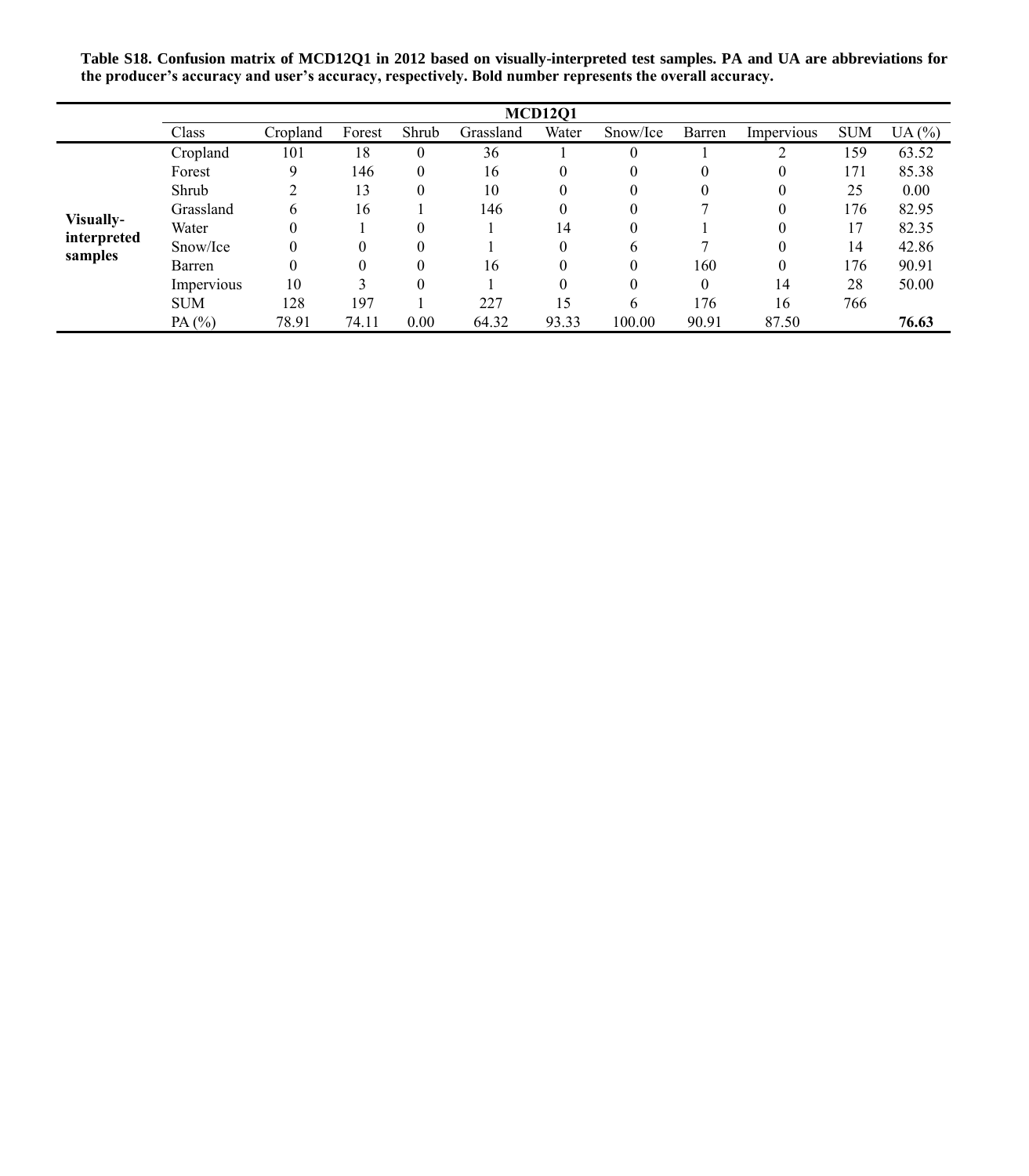**Table S18. Confusion matrix of MCD12Q1 in 2012 based on visually-interpreted test samples. PA and UA are abbreviations for the producer's accuracy and user's accuracy, respectively. Bold number represents the overall accuracy.**

| | MCD12Q1 | | | | | | | | | | |
|---|---|---|---|---|---|---|---|---|---|---|---|
| | Class | Cropland | Forest | Shrub | Grassland | Water | Snow/Ice | Barren | Impervious | SUM | UA (%) |
| **Visually-interpreted samples** | Cropland | 101 | 18 | 0 | 36 | 1 | 0 | 1 | 2 | 159 | 63.52 |
| | Forest | 9 | 146 | 0 | 16 | 0 | 0 | 0 | 0 | 171 | 85.38 |
| | Shrub | 2 | 13 | 0 | 10 | 0 | 0 | 0 | 0 | 25 | 0.00 |
| | Grassland | 6 | 16 | 1 | 146 | 0 | 0 | 7 | 0 | 176 | 82.95 |
| | Water | 0 | 1 | 0 | 1 | 14 | 0 | 1 | 0 | 17 | 82.35 |
| | Snow/Ice | 0 | 0 | 0 | 1 | 0 | 6 | 7 | 0 | 14 | 42.86 |
| | Barren | 0 | 0 | 0 | 16 | 0 | 0 | 160 | 0 | 176 | 90.91 |
| | Impervious | 10 | 3 | 0 | 1 | 0 | 0 | 0 | 14 | 28 | 50.00 |
| | SUM | 128 | 197 | 1 | 227 | 15 | 6 | 176 | 16 | 766 | |
| | PA (%) | 78.91 | 74.11 | 0.00 | 64.32 | 93.33 | 100.00 | 90.91 | 87.50 | | **76.63** |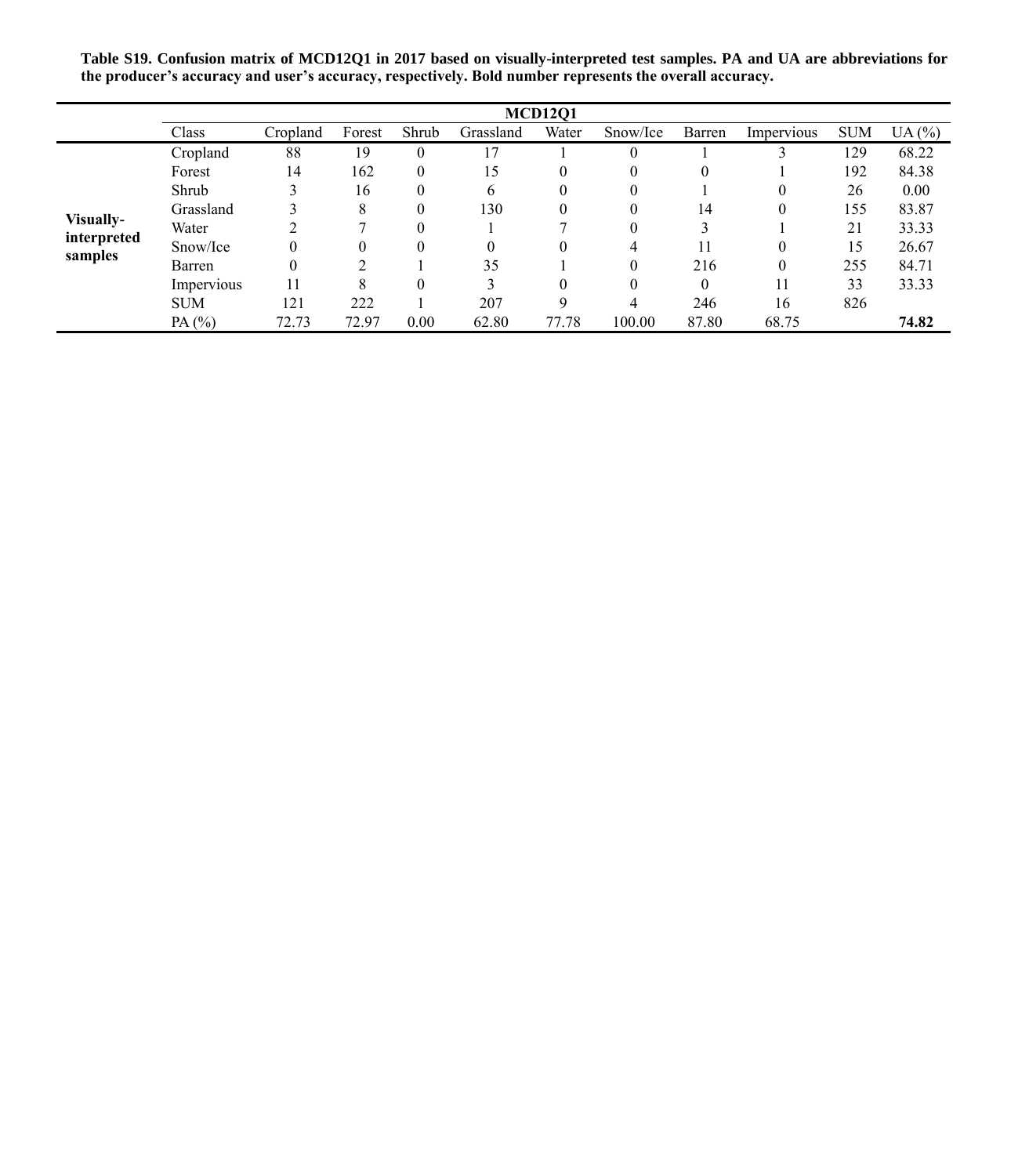**Table S19. Confusion matrix of MCD12Q1 in 2017 based on visually-interpreted test samples. PA and UA are abbreviations for the producer's accuracy and user's accuracy, respectively. Bold number represents the overall accuracy.**

| | MCD12Q1 | | | | | | | | | | |
|---|---|---|---|---|---|---|---|---|---|---|---|
| | Class | Cropland | Forest | Shrub | Grassland | Water | Snow/Ice | Barren | Impervious | SUM | UA (%) |
| **Visually-interpreted samples** | Cropland | 88 | 19 | 0 | 17 | 1 | 0 | 1 | 3 | 129 | 68.22 |
| | Forest | 14 | 162 | 0 | 15 | 0 | 0 | 0 | 1 | 192 | 84.38 |
| | Shrub | 3 | 16 | 0 | 6 | 0 | 0 | 1 | 0 | 26 | 0.00 |
| | Grassland | 3 | 8 | 0 | 130 | 0 | 0 | 14 | 0 | 155 | 83.87 |
| | Water | 2 | 7 | 0 | 1 | 7 | 0 | 3 | 1 | 21 | 33.33 |
| | Snow/Ice | 0 | 0 | 0 | 0 | 0 | 4 | 11 | 0 | 15 | 26.67 |
| | Barren | 0 | 2 | 1 | 35 | 1 | 0 | 216 | 0 | 255 | 84.71 |
| | Impervious | 11 | 8 | 0 | 3 | 0 | 0 | 0 | 11 | 33 | 33.33 |
| | SUM | 121 | 222 | 1 | 207 | 9 | 4 | 246 | 16 | 826 | |
| | PA (%) | 72.73 | 72.97 | 0.00 | 62.80 | 77.78 | 100.00 | 87.80 | 68.75 | | **74.82** |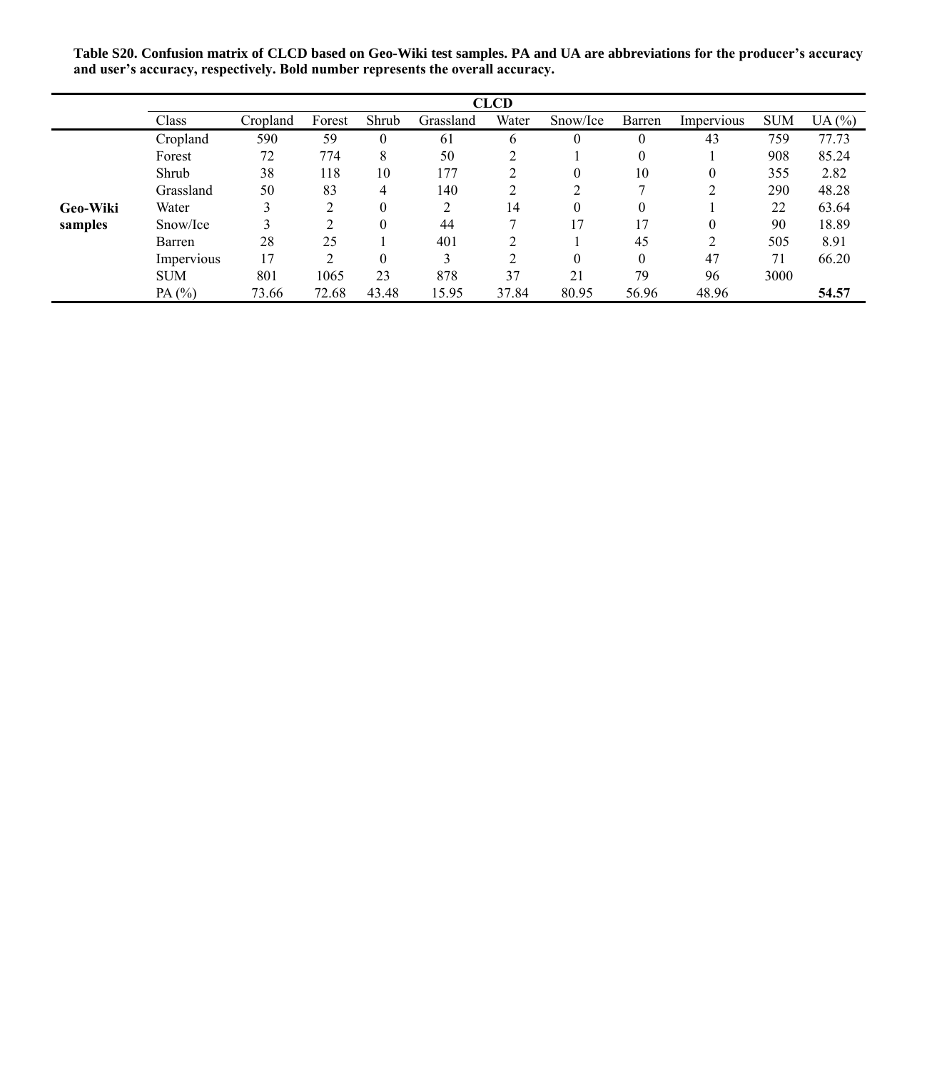**Table S20. Confusion matrix of CLCD based on Geo-Wiki test samples. PA and UA are abbreviations for the producer's accuracy and user's accuracy, respectively. Bold number represents the overall accuracy.**

| | CLCD | | | | | | | | | | |
|---|---|---|---|---|---|---|---|---|---|---|---|
| | Class | Cropland | Forest | Shrub | Grassland | Water | Snow/Ice | Barren | Impervious | SUM | UA (%) |
| **Geo-Wiki samples** | Cropland | 590 | 59 | 0 | 61 | 6 | 0 | 0 | 43 | 759 | 77.73 |
| | Forest | 72 | 774 | 8 | 50 | 2 | 1 | 0 | 1 | 908 | 85.24 |
| | Shrub | 38 | 118 | 10 | 177 | 2 | 0 | 10 | 0 | 355 | 2.82 |
| | Grassland | 50 | 83 | 4 | 140 | 2 | 2 | 7 | 2 | 290 | 48.28 |
| | Water | 3 | 2 | 0 | 2 | 14 | 0 | 0 | 1 | 22 | 63.64 |
| | Snow/Ice | 3 | 2 | 0 | 44 | 7 | 17 | 17 | 0 | 90 | 18.89 |
| | Barren | 28 | 25 | 1 | 401 | 2 | 1 | 45 | 2 | 505 | 8.91 |
| | Impervious | 17 | 2 | 0 | 3 | 2 | 0 | 0 | 47 | 71 | 66.20 |
| | SUM | 801 | 1065 | 23 | 878 | 37 | 21 | 79 | 96 | 3000 | |
| | PA (%) | 73.66 | 72.68 | 43.48 | 15.95 | 37.84 | 80.95 | 56.96 | 48.96 | | **54.57** |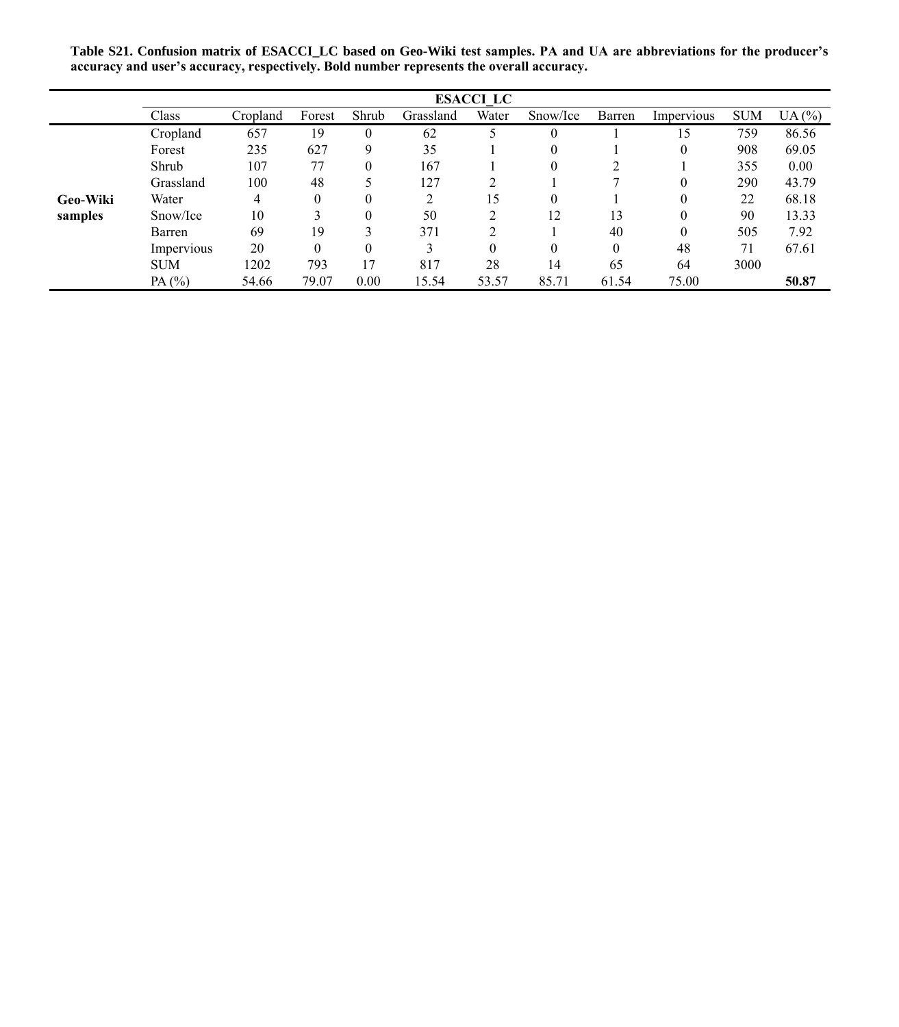**Table S21. Confusion matrix of ESACCI_LC based on Geo-Wiki test samples. PA and UA are abbreviations for the producer's accuracy and user's accuracy, respectively. Bold number represents the overall accuracy.**

| | ESACCI_LC | | | | | | | | | | |
|---|---|---|---|---|---|---|---|---|---|---|---|
| | Class | Cropland | Forest | Shrub | Grassland | Water | Snow/Ice | Barren | Impervious | SUM | UA (%) |
| **Geo-Wiki samples** | Cropland | 657 | 19 | 0 | 62 | 5 | 0 | 1 | 15 | 759 | 86.56 |
| | Forest | 235 | 627 | 9 | 35 | 1 | 0 | 1 | 0 | 908 | 69.05 |
| | Shrub | 107 | 77 | 0 | 167 | 1 | 0 | 2 | 1 | 355 | 0.00 |
| | Grassland | 100 | 48 | 5 | 127 | 2 | 1 | 7 | 0 | 290 | 43.79 |
| | Water | 4 | 0 | 0 | 2 | 15 | 0 | 1 | 0 | 22 | 68.18 |
| | Snow/Ice | 10 | 3 | 0 | 50 | 2 | 12 | 13 | 0 | 90 | 13.33 |
| | Barren | 69 | 19 | 3 | 371 | 2 | 1 | 40 | 0 | 505 | 7.92 |
| | Impervious | 20 | 0 | 0 | 3 | 0 | 0 | 0 | 48 | 71 | 67.61 |
| | SUM | 1202 | 793 | 17 | 817 | 28 | 14 | 65 | 64 | 3000 | |
| | PA (%) | 54.66 | 79.07 | 0.00 | 15.54 | 53.57 | 85.71 | 61.54 | 75.00 | | **50.87** |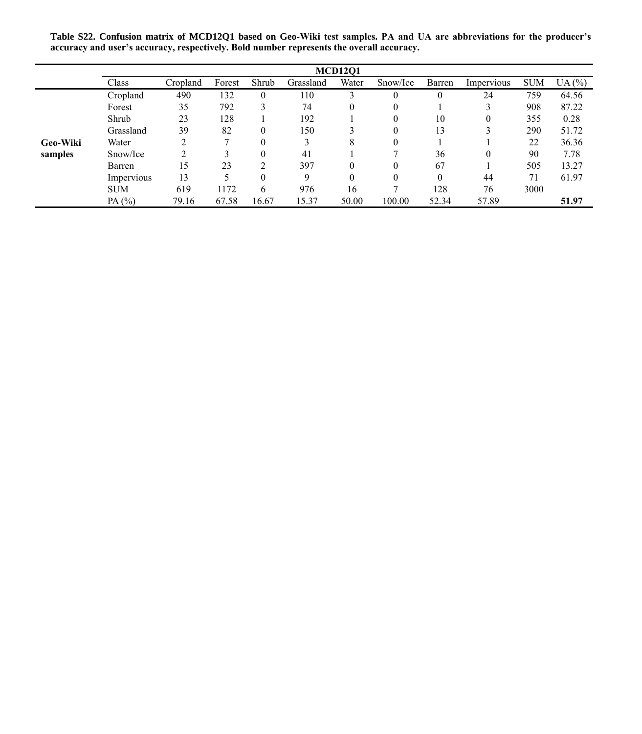**Table S22. Confusion matrix of MCD12Q1 based on Geo-Wiki test samples. PA and UA are abbreviations for the producer's accuracy and user's accuracy, respectively. Bold number represents the overall accuracy.**

| | MCD12Q1 | | | | | | | | | | |
|---|---|---|---|---|---|---|---|---|---|---|---|
| | Class | Cropland | Forest | Shrub | Grassland | Water | Snow/Ice | Barren | Impervious | SUM | UA (%) |
| **Geo-Wiki samples** | Cropland | 490 | 132 | 0 | 110 | 3 | 0 | 0 | 24 | 759 | 64.56 |
| | Forest | 35 | 792 | 3 | 74 | 0 | 0 | 1 | 3 | 908 | 87.22 |
| | Shrub | 23 | 128 | 1 | 192 | 1 | 0 | 10 | 0 | 355 | 0.28 |
| | Grassland | 39 | 82 | 0 | 150 | 3 | 0 | 13 | 3 | 290 | 51.72 |
| | Water | 2 | 7 | 0 | 3 | 8 | 0 | 1 | 1 | 22 | 36.36 |
| | Snow/Ice | 2 | 3 | 0 | 41 | 1 | 7 | 36 | 0 | 90 | 7.78 |
| | Barren | 15 | 23 | 2 | 397 | 0 | 0 | 67 | 1 | 505 | 13.27 |
| | Impervious | 13 | 5 | 0 | 9 | 0 | 0 | 0 | 44 | 71 | 61.97 |
| | SUM | 619 | 1172 | 6 | 976 | 16 | 7 | 128 | 76 | 3000 | |
| | PA (%) | 79.16 | 67.58 | 16.67 | 15.37 | 50.00 | 100.00 | 52.34 | 57.89 | | **51.97** |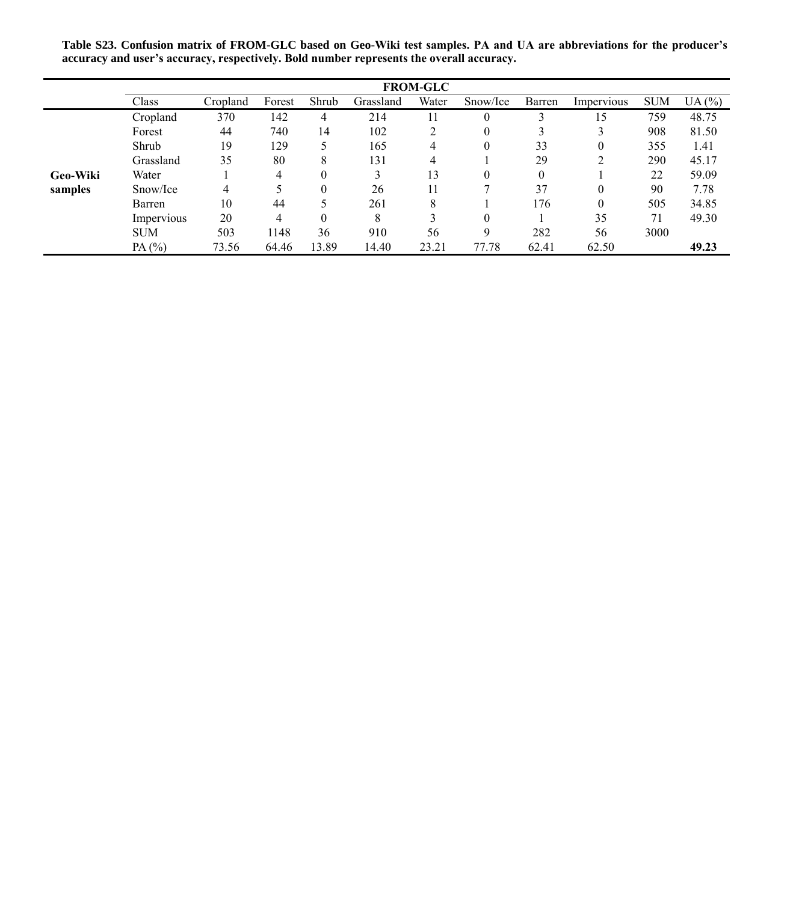**Table S23. Confusion matrix of FROM-GLC based on Geo-Wiki test samples. PA and UA are abbreviations for the producer's accuracy and user's accuracy, respectively. Bold number represents the overall accuracy.**

| | FROM-GLC | | | | | | | | | | |
|---|---|---|---|---|---|---|---|---|---|---|---|
| | Class | Cropland | Forest | Shrub | Grassland | Water | Snow/Ice | Barren | Impervious | SUM | UA (%) |
| **Geo-Wiki samples** | Cropland | 370 | 142 | 4 | 214 | 11 | 0 | 3 | 15 | 759 | 48.75 |
| | Forest | 44 | 740 | 14 | 102 | 2 | 0 | 3 | 3 | 908 | 81.50 |
| | Shrub | 19 | 129 | 5 | 165 | 4 | 0 | 33 | 0 | 355 | 1.41 |
| | Grassland | 35 | 80 | 8 | 131 | 4 | 1 | 29 | 2 | 290 | 45.17 |
| | Water | 1 | 4 | 0 | 3 | 13 | 0 | 0 | 1 | 22 | 59.09 |
| | Snow/Ice | 4 | 5 | 0 | 26 | 11 | 7 | 37 | 0 | 90 | 7.78 |
| | Barren | 10 | 44 | 5 | 261 | 8 | 1 | 176 | 0 | 505 | 34.85 |
| | Impervious | 20 | 4 | 0 | 8 | 3 | 0 | 1 | 35 | 71 | 49.30 |
| | SUM | 503 | 1148 | 36 | 910 | 56 | 9 | 282 | 56 | 3000 | |
| | PA (%) | 73.56 | 64.46 | 13.89 | 14.40 | 23.21 | 77.78 | 62.41 | 62.50 | | **49.23** |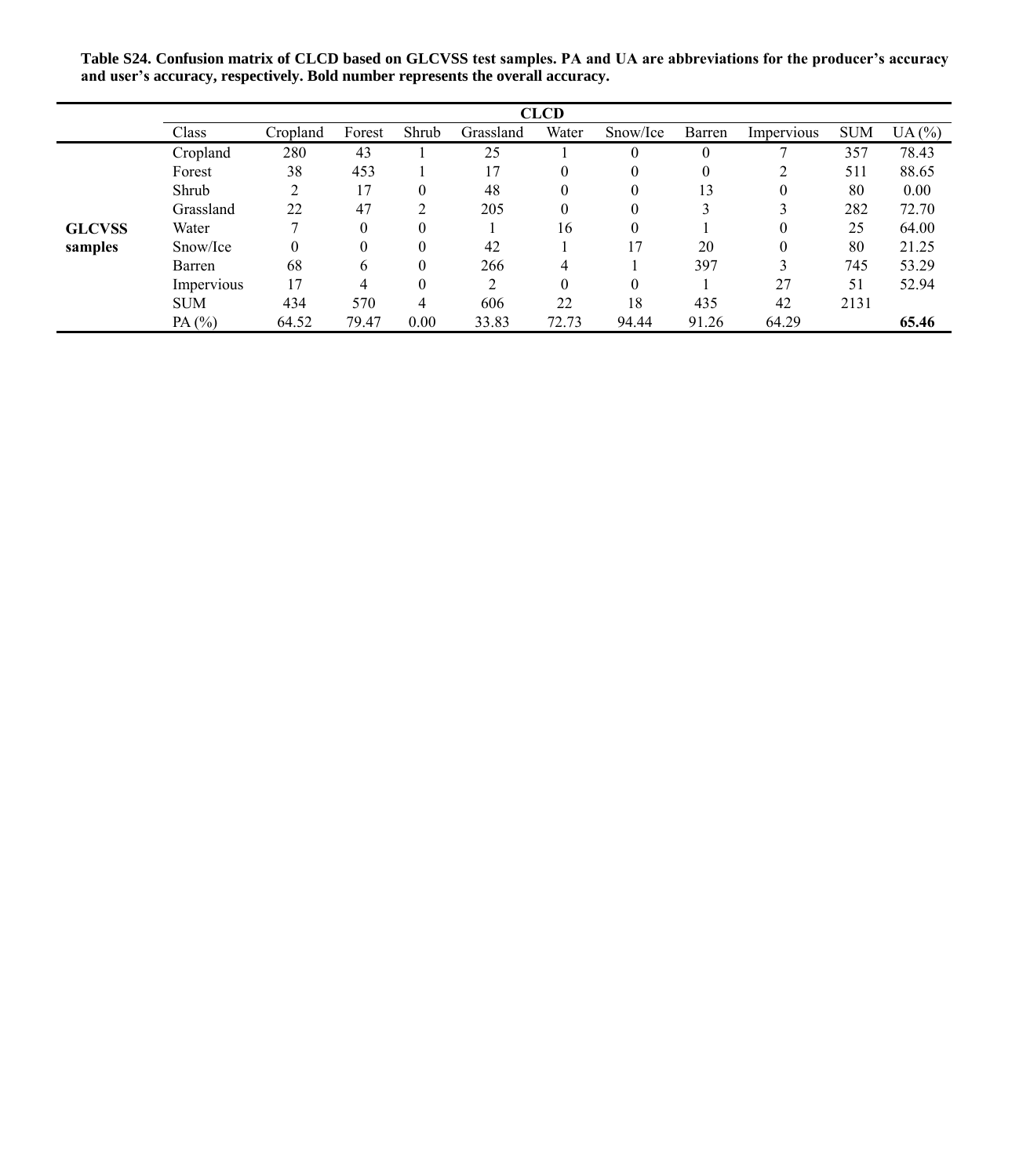**Table S24. Confusion matrix of CLCD based on GLCVSS test samples. PA and UA are abbreviations for the producer's accuracy and user's accuracy, respectively. Bold number represents the overall accuracy.**

| | CLCD | | | | | | | | | | |
|---|---|---|---|---|---|---|---|---|---|---|---|
| | Class | Cropland | Forest | Shrub | Grassland | Water | Snow/Ice | Barren | Impervious | SUM | UA (%) |
| **GLCVSS samples** | Cropland | 280 | 43 | 1 | 25 | 1 | 0 | 0 | 7 | 357 | 78.43 |
| | Forest | 38 | 453 | 1 | 17 | 0 | 0 | 0 | 2 | 511 | 88.65 |
| | Shrub | 2 | 17 | 0 | 48 | 0 | 0 | 13 | 0 | 80 | 0.00 |
| | Grassland | 22 | 47 | 2 | 205 | 0 | 0 | 3 | 3 | 282 | 72.70 |
| | Water | 7 | 0 | 0 | 1 | 16 | 0 | 1 | 0 | 25 | 64.00 |
| | Snow/Ice | 0 | 0 | 0 | 42 | 1 | 17 | 20 | 0 | 80 | 21.25 |
| | Barren | 68 | 6 | 0 | 266 | 4 | 1 | 397 | 3 | 745 | 53.29 |
| | Impervious | 17 | 4 | 0 | 2 | 0 | 0 | 1 | 27 | 51 | 52.94 |
| | SUM | 434 | 570 | 4 | 606 | 22 | 18 | 435 | 42 | 2131 | |
| | PA (%) | 64.52 | 79.47 | 0.00 | 33.83 | 72.73 | 94.44 | 91.26 | 64.29 | | **65.46** |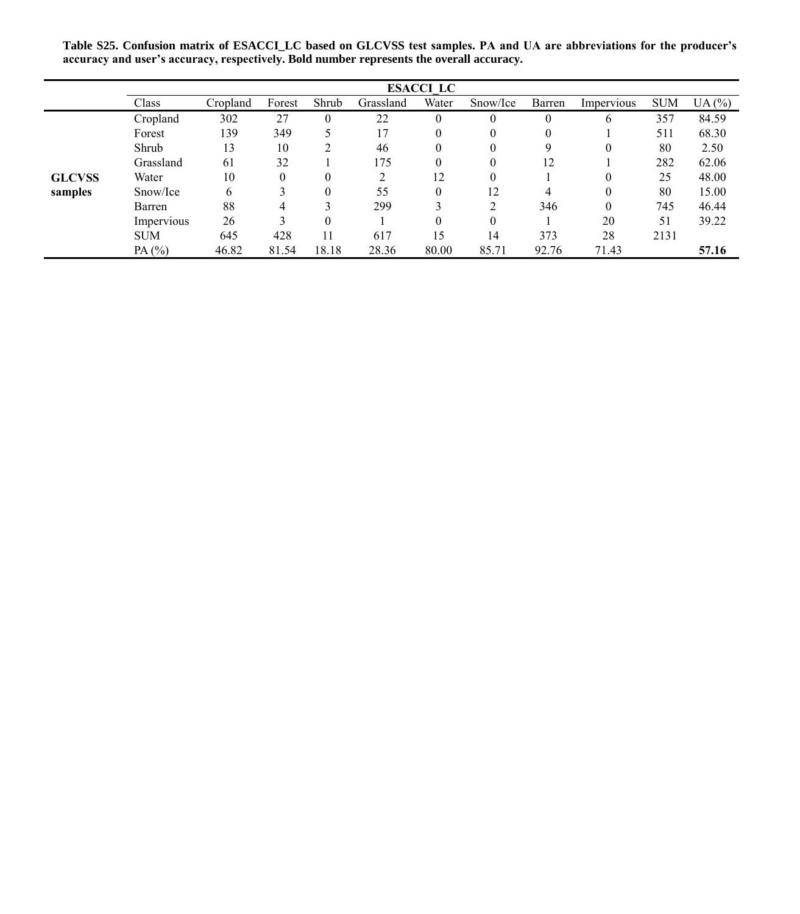**Table S25. Confusion matrix of ESACCI_LC based on GLCVSS test samples. PA and UA are abbreviations for the producer's accuracy and user's accuracy, respectively. Bold number represents the overall accuracy.**

| | ESACCI_LC | | | | | | | | | | |
|---|---|---|---|---|---|---|---|---|---|---|---|
| | Class | Cropland | Forest | Shrub | Grassland | Water | Snow/Ice | Barren | Impervious | SUM | UA (%) |
| **GLCVSS samples** | Cropland | 302 | 27 | 0 | 22 | 0 | 0 | 0 | 6 | 357 | 84.59 |
| | Forest | 139 | 349 | 5 | 17 | 0 | 0 | 0 | 1 | 511 | 68.30 |
| | Shrub | 13 | 10 | 2 | 46 | 0 | 0 | 9 | 0 | 80 | 2.50 |
| | Grassland | 61 | 32 | 1 | 175 | 0 | 0 | 12 | 1 | 282 | 62.06 |
| | Water | 10 | 0 | 0 | 2 | 12 | 0 | 1 | 0 | 25 | 48.00 |
| | Snow/Ice | 6 | 3 | 0 | 55 | 0 | 12 | 4 | 0 | 80 | 15.00 |
| | Barren | 88 | 4 | 3 | 299 | 3 | 2 | 346 | 0 | 745 | 46.44 |
| | Impervious | 26 | 3 | 0 | 1 | 0 | 0 | 1 | 20 | 51 | 39.22 |
| | SUM | 645 | 428 | 11 | 617 | 15 | 14 | 373 | 28 | 2131 | |
| | PA (%) | 46.82 | 81.54 | 18.18 | 28.36 | 80.00 | 85.71 | 92.76 | 71.43 | | **57.16** |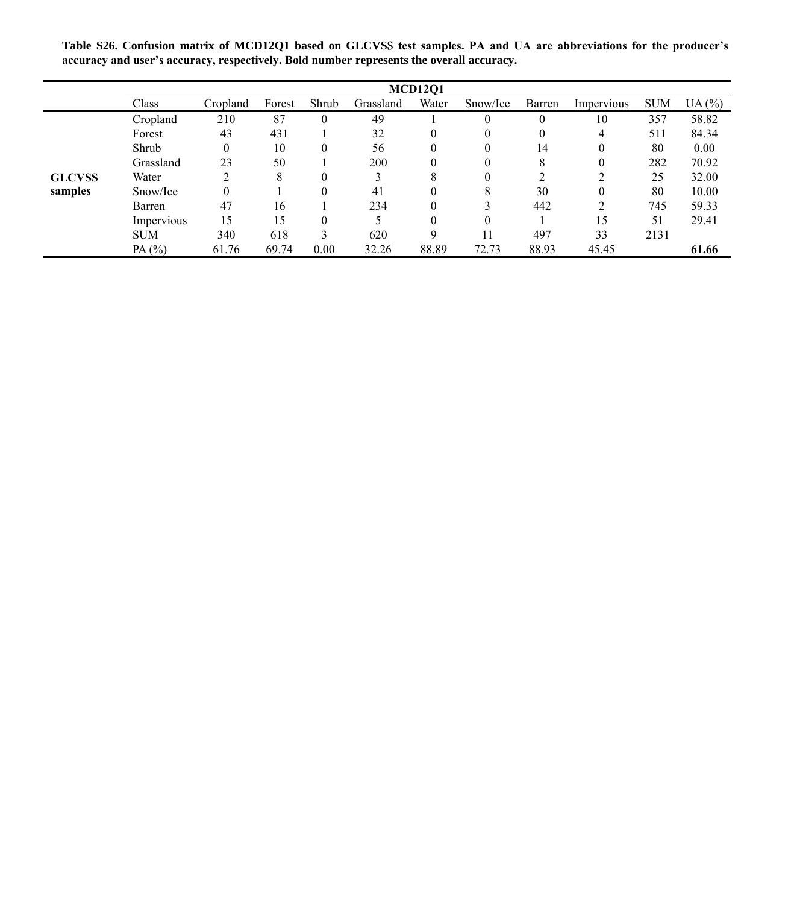**Table S26. Confusion matrix of MCD12Q1 based on GLCVSS test samples. PA and UA are abbreviations for the producer's accuracy and user's accuracy, respectively. Bold number represents the overall accuracy.**

| | MCD12Q1 | | | | | | | | | | |
|---|---|---|---|---|---|---|---|---|---|---|---|
| | Class | Cropland | Forest | Shrub | Grassland | Water | Snow/Ice | Barren | Impervious | SUM | UA (%) |
| **GLCVSS samples** | Cropland | 210 | 87 | 0 | 49 | 1 | 0 | 0 | 10 | 357 | 58.82 |
| | Forest | 43 | 431 | 1 | 32 | 0 | 0 | 0 | 4 | 511 | 84.34 |
| | Shrub | 0 | 10 | 0 | 56 | 0 | 0 | 14 | 0 | 80 | 0.00 |
| | Grassland | 23 | 50 | 1 | 200 | 0 | 0 | 8 | 0 | 282 | 70.92 |
| | Water | 2 | 8 | 0 | 3 | 8 | 0 | 2 | 2 | 25 | 32.00 |
| | Snow/Ice | 0 | 1 | 0 | 41 | 0 | 8 | 30 | 0 | 80 | 10.00 |
| | Barren | 47 | 16 | 1 | 234 | 0 | 3 | 442 | 2 | 745 | 59.33 |
| | Impervious | 15 | 15 | 0 | 5 | 0 | 0 | 1 | 15 | 51 | 29.41 |
| | SUM | 340 | 618 | 3 | 620 | 9 | 11 | 497 | 33 | 2131 | |
| | PA (%) | 61.76 | 69.74 | 0.00 | 32.26 | 88.89 | 72.73 | 88.93 | 45.45 | | **61.66** |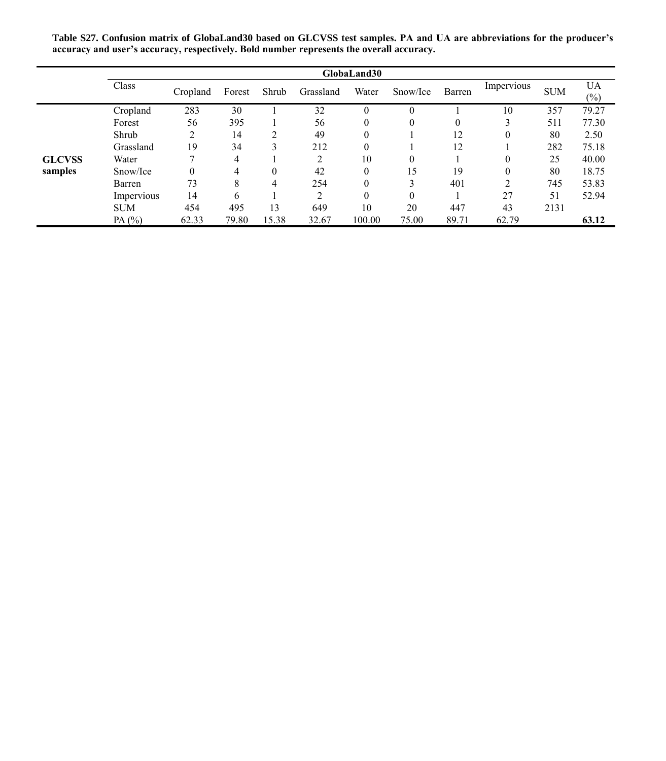**Table S27. Confusion matrix of GlobaLand30 based on GLCVSS test samples. PA and UA are abbreviations for the producer's accuracy and user's accuracy, respectively. Bold number represents the overall accuracy.**

| | GlobaLand30 | | | | | | | | | | |
|---|---|---|---|---|---|---|---|---|---|---|---|
| | Class | Cropland | Forest | Shrub | Grassland | Water | Snow/Ice | Barren | Impervious | SUM | UA (%) |
| **GLCVSS samples** | Cropland | 283 | 30 | 1 | 32 | 0 | 0 | 1 | 10 | 357 | 79.27 |
| | Forest | 56 | 395 | 1 | 56 | 0 | 0 | 0 | 3 | 511 | 77.30 |
| | Shrub | 2 | 14 | 2 | 49 | 0 | 1 | 12 | 0 | 80 | 2.50 |
| | Grassland | 19 | 34 | 3 | 212 | 0 | 1 | 12 | 1 | 282 | 75.18 |
| | Water | 7 | 4 | 1 | 2 | 10 | 0 | 1 | 0 | 25 | 40.00 |
| | Snow/Ice | 0 | 4 | 0 | 42 | 0 | 15 | 19 | 0 | 80 | 18.75 |
| | Barren | 73 | 8 | 4 | 254 | 0 | 3 | 401 | 2 | 745 | 53.83 |
| | Impervious | 14 | 6 | 1 | 2 | 0 | 0 | 1 | 27 | 51 | 52.94 |
| | SUM | 454 | 495 | 13 | 649 | 10 | 20 | 447 | 43 | 2131 | |
| | PA (%) | 62.33 | 79.80 | 15.38 | 32.67 | 100.00 | 75.00 | 89.71 | 62.79 | | **63.12** |